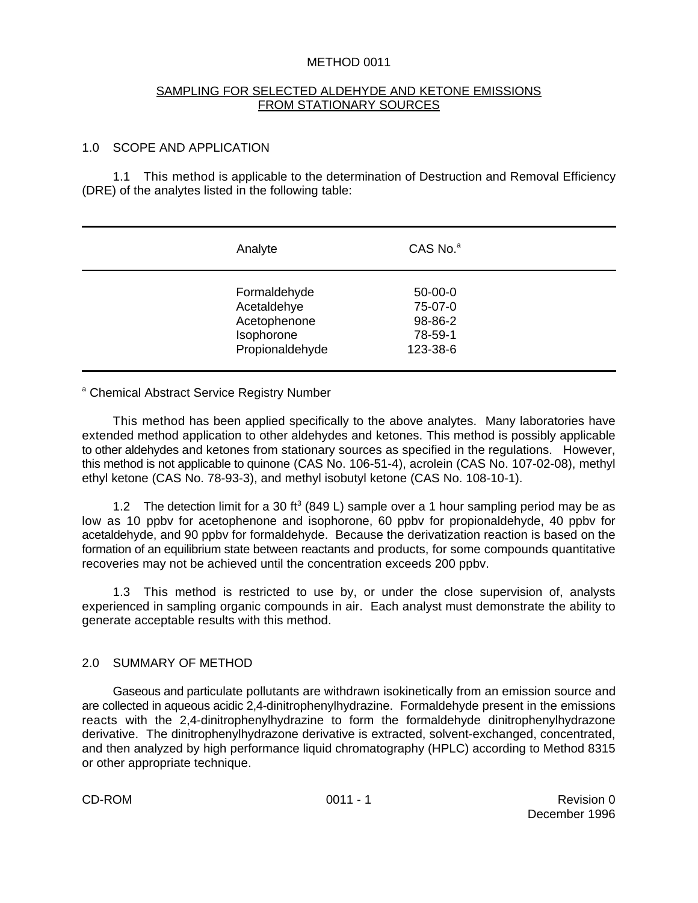# METHOD 0011

## SAMPLING FOR SELECTED ALDEHYDE AND KETONE EMISSIONS FROM STATIONARY SOURCES

### 1.0 SCOPE AND APPLICATION

1.1 This method is applicable to the determination of Destruction and Removal Efficiency (DRE) of the analytes listed in the following table:

| Analyte | CAS No.[a] |
|---|---|
| Formaldehyde | 50-00-0 |
| Acetaldehye | 75-07-0 |
| Acetophenone | 98-86-2 |
| Isophorone | 78-59-1 |
| Propionaldehyde | 123-38-6 |

[a] Chemical Abstract Service Registry Number

This method has been applied specifically to the above analytes. Many laboratories have extended method application to other aldehydes and ketones. This method is possibly applicable to other aldehydes and ketones from stationary sources as specified in the regulations. However, this method is not applicable to quinone (CAS No. 106-51-4), acrolein (CAS No. 107-02-08), methyl ethyl ketone (CAS No. 78-93-3), and methyl isobutyl ketone (CAS No. 108-10-1).

1.2 The detection limit for a 30 $ft^3$ (849 L) sample over a 1 hour sampling period may be as low as 10 ppbv for acetophenone and isophorone, 60 ppbv for propionaldehyde, 40 ppbv for acetaldehyde, and 90 ppbv for formaldehyde. Because the derivatization reaction is based on the formation of an equilibrium state between reactants and products, for some compounds quantitative recoveries may not be achieved until the concentration exceeds 200 ppbv.

1.3 This method is restricted to use by, or under the close supervision of, analysts experienced in sampling organic compounds in air. Each analyst must demonstrate the ability to generate acceptable results with this method.

### 2.0 SUMMARY OF METHOD

Gaseous and particulate pollutants are withdrawn isokinetically from an emission source and are collected in aqueous acidic 2,4-dinitrophenylhydrazine. Formaldehyde present in the emissions reacts with the 2,4-dinitrophenylhydrazine to form the formaldehyde dinitrophenylhydrazone derivative. The dinitrophenylhydrazone derivative is extracted, solvent-exchanged, concentrated, and then analyzed by high performance liquid chromatography (HPLC) according to Method 8315 or other appropriate technique.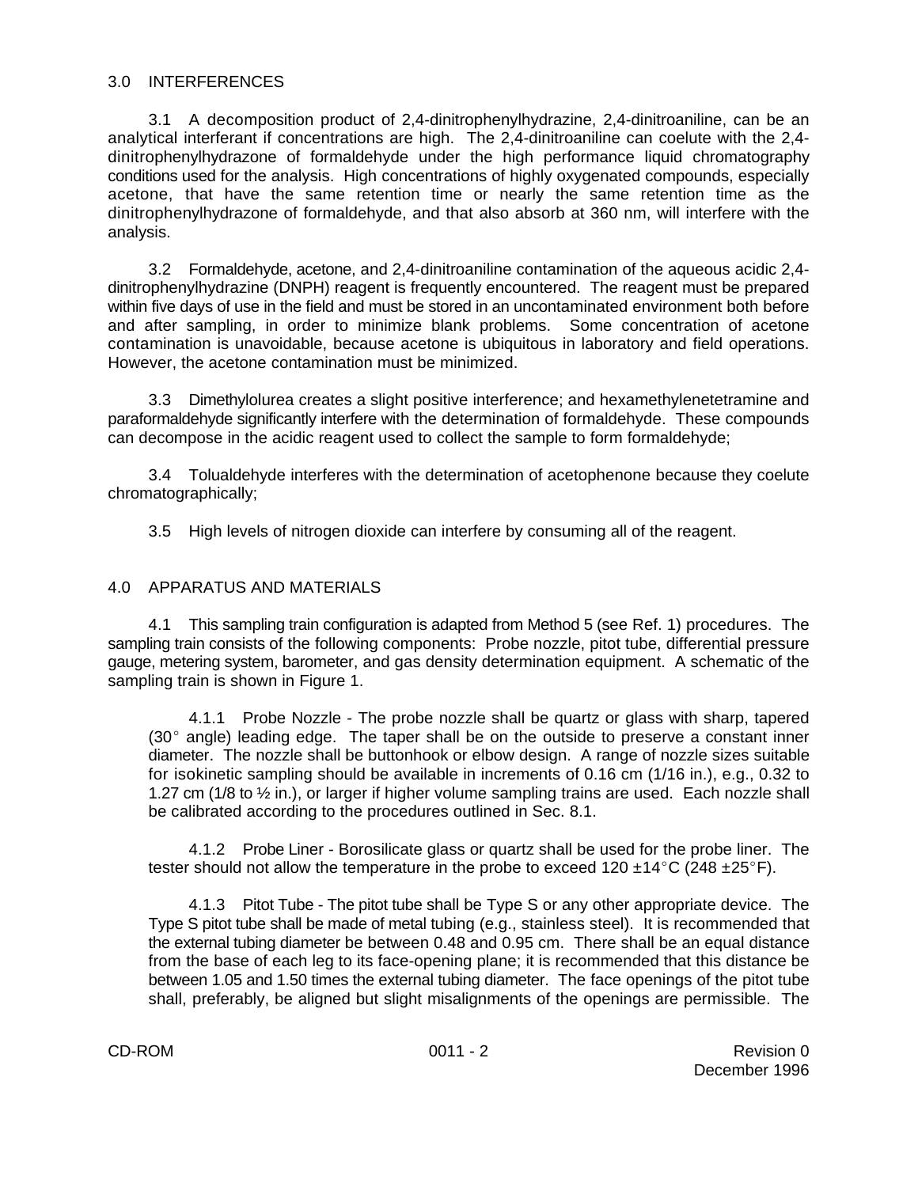## 3.0 INTERFERENCES

3.1 A decomposition product of 2,4-dinitrophenylhydrazine, 2,4-dinitroaniline, can be an analytical interferant if concentrations are high. The 2,4-dinitroaniline can coelute with the 2,4-dinitrophenylhydrazone of formaldehyde under the high performance liquid chromatography conditions used for the analysis. High concentrations of highly oxygenated compounds, especially acetone, that have the same retention time or nearly the same retention time as the dinitrophenylhydrazone of formaldehyde, and that also absorb at 360 nm, will interfere with the analysis.

3.2 Formaldehyde, acetone, and 2,4-dinitroaniline contamination of the aqueous acidic 2,4-dinitrophenylhydrazine (DNPH) reagent is frequently encountered. The reagent must be prepared within five days of use in the field and must be stored in an uncontaminated environment both before and after sampling, in order to minimize blank problems. Some concentration of acetone contamination is unavoidable, because acetone is ubiquitous in laboratory and field operations. However, the acetone contamination must be minimized.

3.3 Dimethylolurea creates a slight positive interference; and hexamethylenetetramine and paraformaldehyde significantly interfere with the determination of formaldehyde. These compounds can decompose in the acidic reagent used to collect the sample to form formaldehyde;

3.4 Tolualdehyde interferes with the determination of acetophenone because they coelute chromatographically;

3.5 High levels of nitrogen dioxide can interfere by consuming all of the reagent.

## 4.0 APPARATUS AND MATERIALS

4.1 This sampling train configuration is adapted from Method 5 (see Ref. 1) procedures. The sampling train consists of the following components: Probe nozzle, pitot tube, differential pressure gauge, metering system, barometer, and gas density determination equipment. A schematic of the sampling train is shown in Figure 1.

4.1.1 Probe Nozzle - The probe nozzle shall be quartz or glass with sharp, tapered (30° angle) leading edge. The taper shall be on the outside to preserve a constant inner diameter. The nozzle shall be buttonhook or elbow design. A range of nozzle sizes suitable for isokinetic sampling should be available in increments of 0.16 cm (1/16 in.), e.g., 0.32 to 1.27 cm (1/8 to ½ in.), or larger if higher volume sampling trains are used. Each nozzle shall be calibrated according to the procedures outlined in Sec. 8.1.

4.1.2 Probe Liner - Borosilicate glass or quartz shall be used for the probe liner. The tester should not allow the temperature in the probe to exceed 120 ±14°C (248 ±25°F).

4.1.3 Pitot Tube - The pitot tube shall be Type S or any other appropriate device. The Type S pitot tube shall be made of metal tubing (e.g., stainless steel). It is recommended that the external tubing diameter be between 0.48 and 0.95 cm. There shall be an equal distance from the base of each leg to its face-opening plane; it is recommended that this distance be between 1.05 and 1.50 times the external tubing diameter. The face openings of the pitot tube shall, preferably, be aligned but slight misalignments of the openings are permissible. The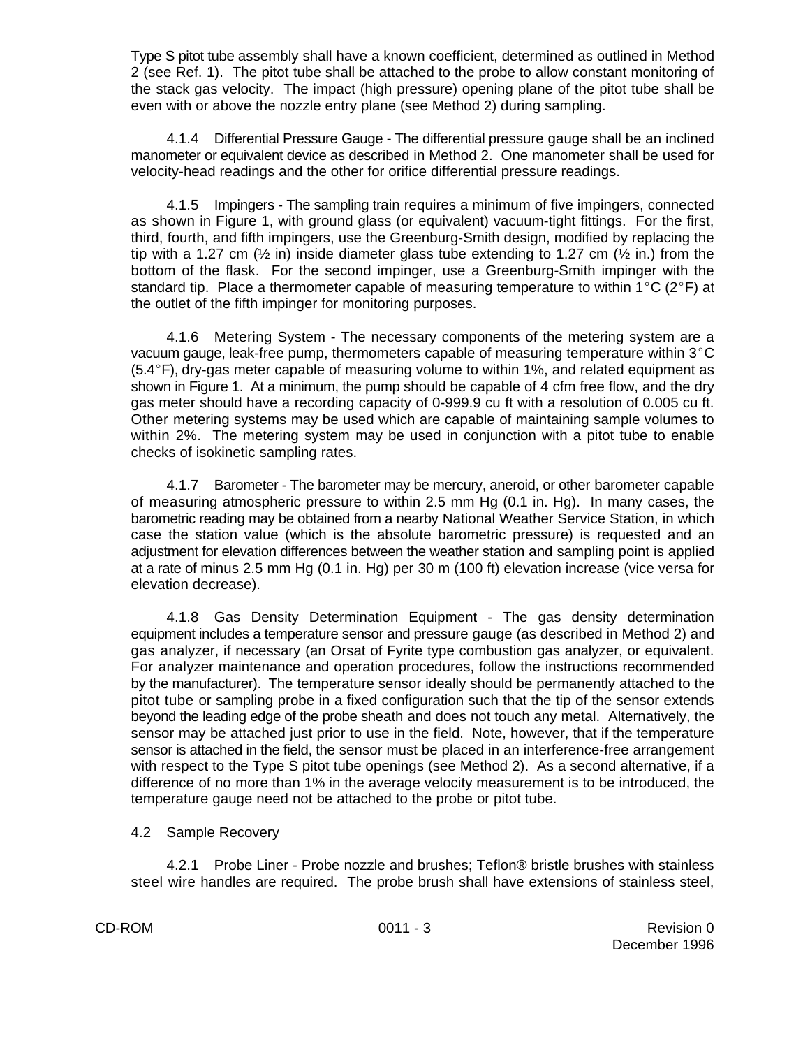Type S pitot tube assembly shall have a known coefficient, determined as outlined in Method 2 (see Ref. 1). The pitot tube shall be attached to the probe to allow constant monitoring of the stack gas velocity. The impact (high pressure) opening plane of the pitot tube shall be even with or above the nozzle entry plane (see Method 2) during sampling.

4.1.4 Differential Pressure Gauge - The differential pressure gauge shall be an inclined manometer or equivalent device as described in Method 2. One manometer shall be used for velocity-head readings and the other for orifice differential pressure readings.

4.1.5 Impingers - The sampling train requires a minimum of five impingers, connected as shown in Figure 1, with ground glass (or equivalent) vacuum-tight fittings. For the first, third, fourth, and fifth impingers, use the Greenburg-Smith design, modified by replacing the tip with a 1.27 cm (½ in) inside diameter glass tube extending to 1.27 cm (½ in.) from the bottom of the flask. For the second impinger, use a Greenburg-Smith impinger with the standard tip. Place a thermometer capable of measuring temperature to within 1°C (2°F) at the outlet of the fifth impinger for monitoring purposes.

4.1.6 Metering System - The necessary components of the metering system are a vacuum gauge, leak-free pump, thermometers capable of measuring temperature within 3°C (5.4°F), dry-gas meter capable of measuring volume to within 1%, and related equipment as shown in Figure 1. At a minimum, the pump should be capable of 4 cfm free flow, and the dry gas meter should have a recording capacity of 0-999.9 cu ft with a resolution of 0.005 cu ft. Other metering systems may be used which are capable of maintaining sample volumes to within 2%. The metering system may be used in conjunction with a pitot tube to enable checks of isokinetic sampling rates.

4.1.7 Barometer - The barometer may be mercury, aneroid, or other barometer capable of measuring atmospheric pressure to within 2.5 mm Hg (0.1 in. Hg). In many cases, the barometric reading may be obtained from a nearby National Weather Service Station, in which case the station value (which is the absolute barometric pressure) is requested and an adjustment for elevation differences between the weather station and sampling point is applied at a rate of minus 2.5 mm Hg (0.1 in. Hg) per 30 m (100 ft) elevation increase (vice versa for elevation decrease).

4.1.8 Gas Density Determination Equipment - The gas density determination equipment includes a temperature sensor and pressure gauge (as described in Method 2) and gas analyzer, if necessary (an Orsat of Fyrite type combustion gas analyzer, or equivalent. For analyzer maintenance and operation procedures, follow the instructions recommended by the manufacturer). The temperature sensor ideally should be permanently attached to the pitot tube or sampling probe in a fixed configuration such that the tip of the sensor extends beyond the leading edge of the probe sheath and does not touch any metal. Alternatively, the sensor may be attached just prior to use in the field. Note, however, that if the temperature sensor is attached in the field, the sensor must be placed in an interference-free arrangement with respect to the Type S pitot tube openings (see Method 2). As a second alternative, if a difference of no more than 1% in the average velocity measurement is to be introduced, the temperature gauge need not be attached to the probe or pitot tube.

4.2 Sample Recovery

4.2.1 Probe Liner - Probe nozzle and brushes; Teflon® bristle brushes with stainless steel wire handles are required. The probe brush shall have extensions of stainless steel,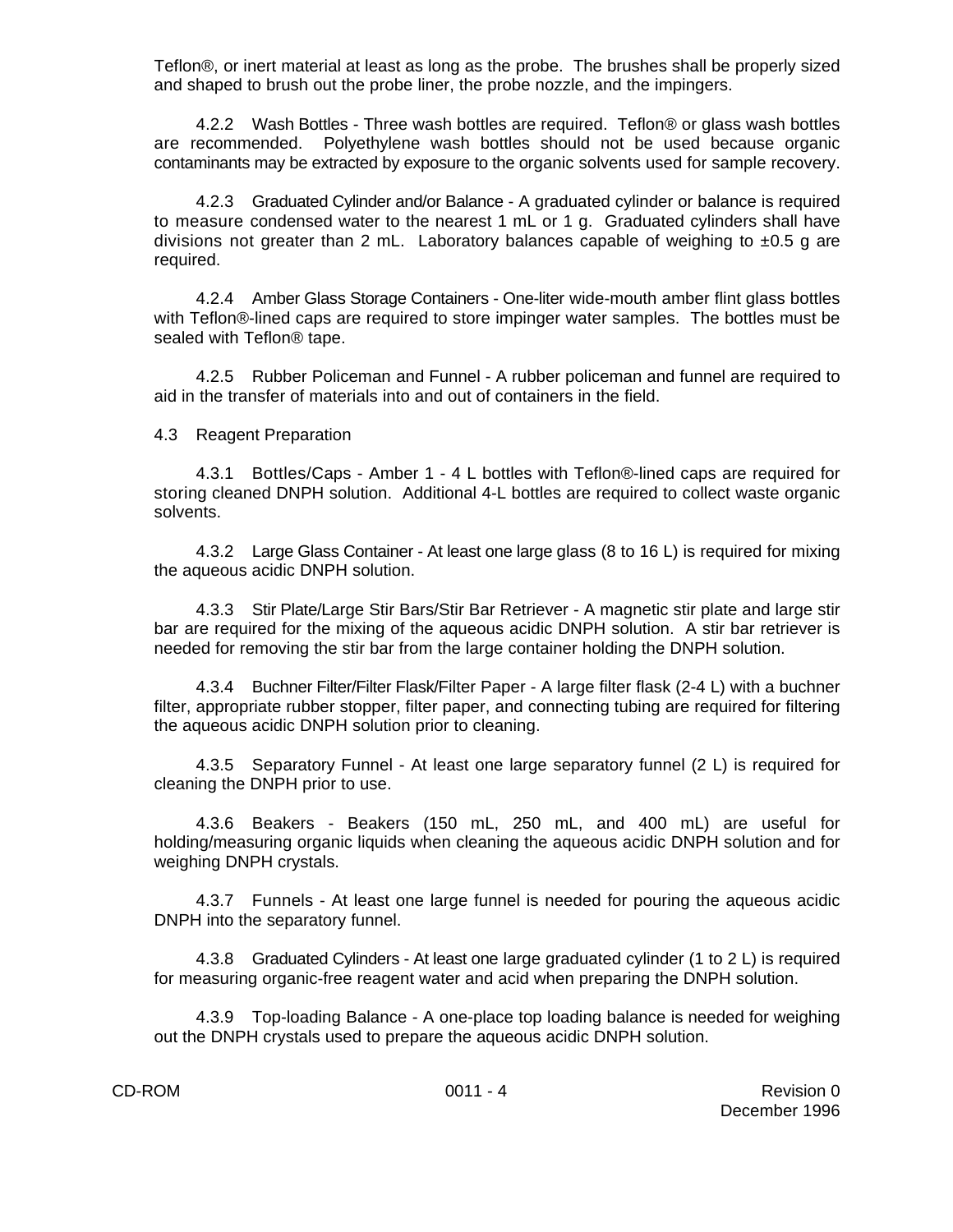Teflon®, or inert material at least as long as the probe. The brushes shall be properly sized and shaped to brush out the probe liner, the probe nozzle, and the impingers.

4.2.2 Wash Bottles - Three wash bottles are required. Teflon® or glass wash bottles are recommended. Polyethylene wash bottles should not be used because organic contaminants may be extracted by exposure to the organic solvents used for sample recovery.

4.2.3 Graduated Cylinder and/or Balance - A graduated cylinder or balance is required to measure condensed water to the nearest 1 mL or 1 g. Graduated cylinders shall have divisions not greater than 2 mL. Laboratory balances capable of weighing to ±0.5 g are required.

4.2.4 Amber Glass Storage Containers - One-liter wide-mouth amber flint glass bottles with Teflon®-lined caps are required to store impinger water samples. The bottles must be sealed with Teflon® tape.

4.2.5 Rubber Policeman and Funnel - A rubber policeman and funnel are required to aid in the transfer of materials into and out of containers in the field.

4.3 Reagent Preparation

4.3.1 Bottles/Caps - Amber 1 - 4 L bottles with Teflon®-lined caps are required for storing cleaned DNPH solution. Additional 4-L bottles are required to collect waste organic solvents.

4.3.2 Large Glass Container - At least one large glass (8 to 16 L) is required for mixing the aqueous acidic DNPH solution.

4.3.3 Stir Plate/Large Stir Bars/Stir Bar Retriever - A magnetic stir plate and large stir bar are required for the mixing of the aqueous acidic DNPH solution. A stir bar retriever is needed for removing the stir bar from the large container holding the DNPH solution.

4.3.4 Buchner Filter/Filter Flask/Filter Paper - A large filter flask (2-4 L) with a buchner filter, appropriate rubber stopper, filter paper, and connecting tubing are required for filtering the aqueous acidic DNPH solution prior to cleaning.

4.3.5 Separatory Funnel - At least one large separatory funnel (2 L) is required for cleaning the DNPH prior to use.

4.3.6 Beakers - Beakers (150 mL, 250 mL, and 400 mL) are useful for holding/measuring organic liquids when cleaning the aqueous acidic DNPH solution and for weighing DNPH crystals.

4.3.7 Funnels - At least one large funnel is needed for pouring the aqueous acidic DNPH into the separatory funnel.

4.3.8 Graduated Cylinders - At least one large graduated cylinder (1 to 2 L) is required for measuring organic-free reagent water and acid when preparing the DNPH solution.

4.3.9 Top-loading Balance - A one-place top loading balance is needed for weighing out the DNPH crystals used to prepare the aqueous acidic DNPH solution.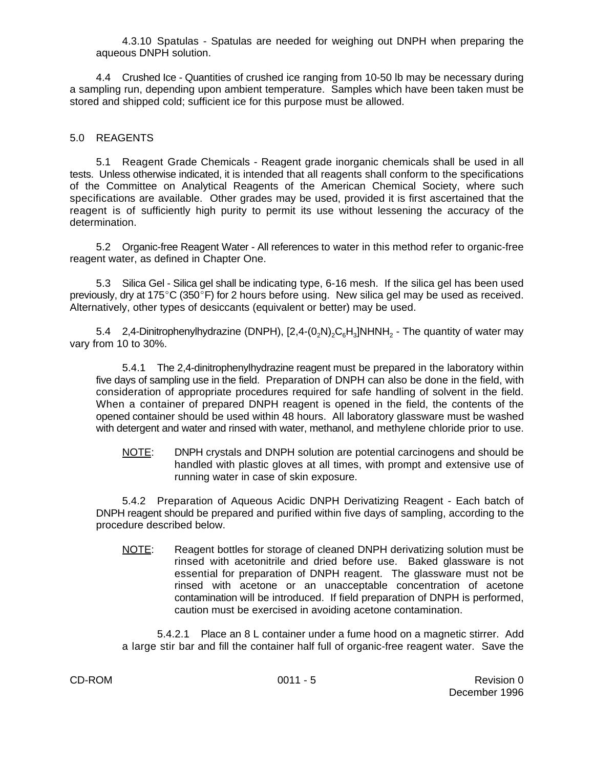4.3.10 Spatulas - Spatulas are needed for weighing out DNPH when preparing the aqueous DNPH solution.

4.4 Crushed Ice - Quantities of crushed ice ranging from 10-50 lb may be necessary during a sampling run, depending upon ambient temperature. Samples which have been taken must be stored and shipped cold; sufficient ice for this purpose must be allowed.

## 5.0 REAGENTS

5.1 Reagent Grade Chemicals - Reagent grade inorganic chemicals shall be used in all tests. Unless otherwise indicated, it is intended that all reagents shall conform to the specifications of the Committee on Analytical Reagents of the American Chemical Society, where such specifications are available. Other grades may be used, provided it is first ascertained that the reagent is of sufficiently high purity to permit its use without lessening the accuracy of the determination.

5.2 Organic-free Reagent Water - All references to water in this method refer to organic-free reagent water, as defined in Chapter One.

5.3 Silica Gel - Silica gel shall be indicating type, 6-16 mesh. If the silica gel has been used previously, dry at 175°C (350°F) for 2 hours before using. New silica gel may be used as received. Alternatively, other types of desiccants (equivalent or better) may be used.

5.4 2,4-Dinitrophenylhydrazine (DNPH), $[2,4\text{-}(0_2N)_2C_6H_3]NHNH_2$ - The quantity of water may vary from 10 to 30%.

5.4.1 The 2,4-dinitrophenylhydrazine reagent must be prepared in the laboratory within five days of sampling use in the field. Preparation of DNPH can also be done in the field, with consideration of appropriate procedures required for safe handling of solvent in the field. When a container of prepared DNPH reagent is opened in the field, the contents of the opened container should be used within 48 hours. All laboratory glassware must be washed with detergent and water and rinsed with water, methanol, and methylene chloride prior to use.

NOTE: DNPH crystals and DNPH solution are potential carcinogens and should be handled with plastic gloves at all times, with prompt and extensive use of running water in case of skin exposure.

5.4.2 Preparation of Aqueous Acidic DNPH Derivatizing Reagent - Each batch of DNPH reagent should be prepared and purified within five days of sampling, according to the procedure described below.

NOTE: Reagent bottles for storage of cleaned DNPH derivatizing solution must be rinsed with acetonitrile and dried before use. Baked glassware is not essential for preparation of DNPH reagent. The glassware must not be rinsed with acetone or an unacceptable concentration of acetone contamination will be introduced. If field preparation of DNPH is performed, caution must be exercised in avoiding acetone contamination.

5.4.2.1 Place an 8 L container under a fume hood on a magnetic stirrer. Add a large stir bar and fill the container half full of organic-free reagent water. Save the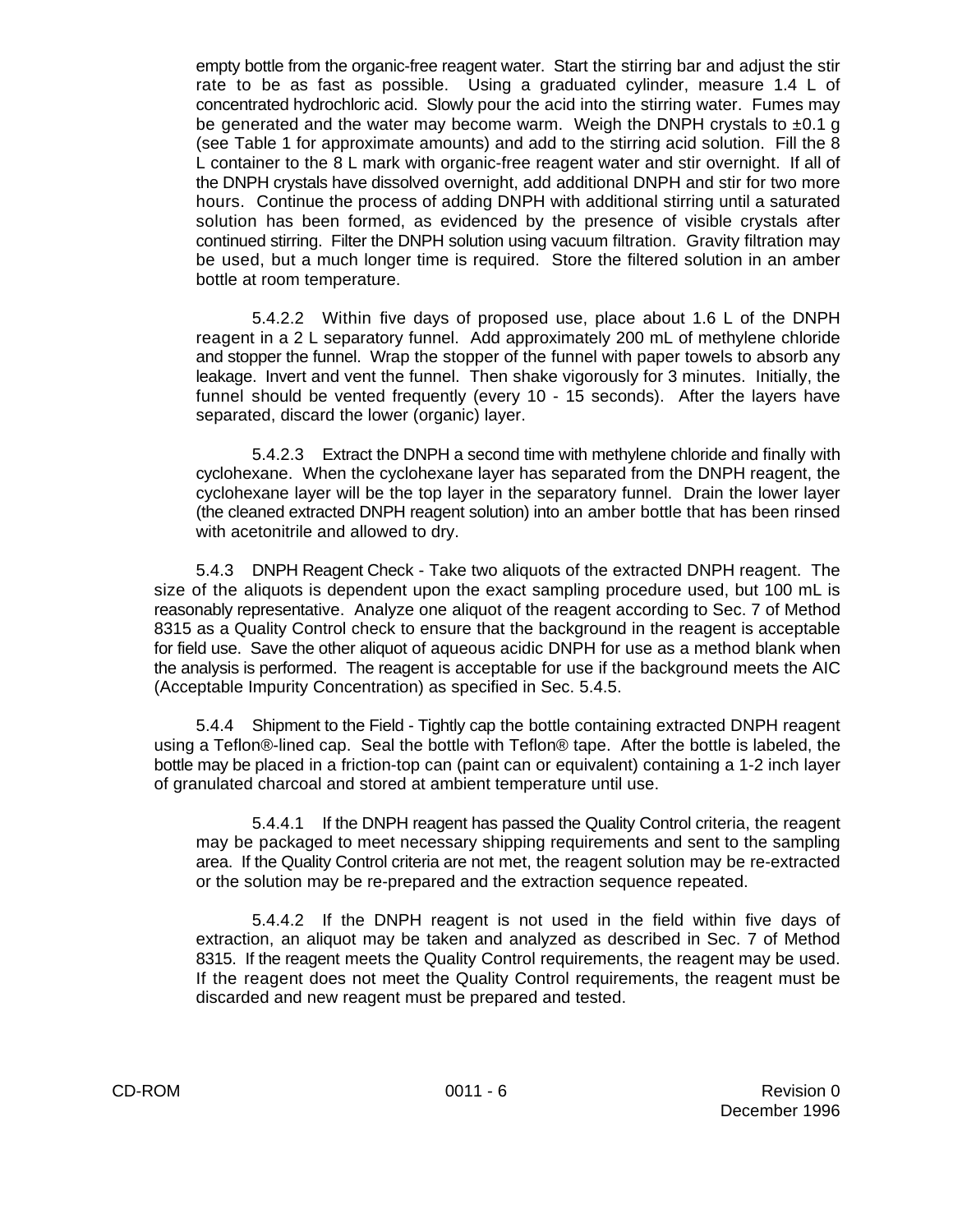empty bottle from the organic-free reagent water. Start the stirring bar and adjust the stir rate to be as fast as possible. Using a graduated cylinder, measure 1.4 L of concentrated hydrochloric acid. Slowly pour the acid into the stirring water. Fumes may be generated and the water may become warm. Weigh the DNPH crystals to ±0.1 g (see Table 1 for approximate amounts) and add to the stirring acid solution. Fill the 8 L container to the 8 L mark with organic-free reagent water and stir overnight. If all of the DNPH crystals have dissolved overnight, add additional DNPH and stir for two more hours. Continue the process of adding DNPH with additional stirring until a saturated solution has been formed, as evidenced by the presence of visible crystals after continued stirring. Filter the DNPH solution using vacuum filtration. Gravity filtration may be used, but a much longer time is required. Store the filtered solution in an amber bottle at room temperature.

5.4.2.2 Within five days of proposed use, place about 1.6 L of the DNPH reagent in a 2 L separatory funnel. Add approximately 200 mL of methylene chloride and stopper the funnel. Wrap the stopper of the funnel with paper towels to absorb any leakage. Invert and vent the funnel. Then shake vigorously for 3 minutes. Initially, the funnel should be vented frequently (every 10 - 15 seconds). After the layers have separated, discard the lower (organic) layer.

5.4.2.3 Extract the DNPH a second time with methylene chloride and finally with cyclohexane. When the cyclohexane layer has separated from the DNPH reagent, the cyclohexane layer will be the top layer in the separatory funnel. Drain the lower layer (the cleaned extracted DNPH reagent solution) into an amber bottle that has been rinsed with acetonitrile and allowed to dry.

5.4.3 DNPH Reagent Check - Take two aliquots of the extracted DNPH reagent. The size of the aliquots is dependent upon the exact sampling procedure used, but 100 mL is reasonably representative. Analyze one aliquot of the reagent according to Sec. 7 of Method 8315 as a Quality Control check to ensure that the background in the reagent is acceptable for field use. Save the other aliquot of aqueous acidic DNPH for use as a method blank when the analysis is performed. The reagent is acceptable for use if the background meets the AIC (Acceptable Impurity Concentration) as specified in Sec. 5.4.5.

5.4.4 Shipment to the Field - Tightly cap the bottle containing extracted DNPH reagent using a Teflon®-lined cap. Seal the bottle with Teflon® tape. After the bottle is labeled, the bottle may be placed in a friction-top can (paint can or equivalent) containing a 1-2 inch layer of granulated charcoal and stored at ambient temperature until use.

5.4.4.1 If the DNPH reagent has passed the Quality Control criteria, the reagent may be packaged to meet necessary shipping requirements and sent to the sampling area. If the Quality Control criteria are not met, the reagent solution may be re-extracted or the solution may be re-prepared and the extraction sequence repeated.

5.4.4.2 If the DNPH reagent is not used in the field within five days of extraction, an aliquot may be taken and analyzed as described in Sec. 7 of Method 8315. If the reagent meets the Quality Control requirements, the reagent may be used. If the reagent does not meet the Quality Control requirements, the reagent must be discarded and new reagent must be prepared and tested.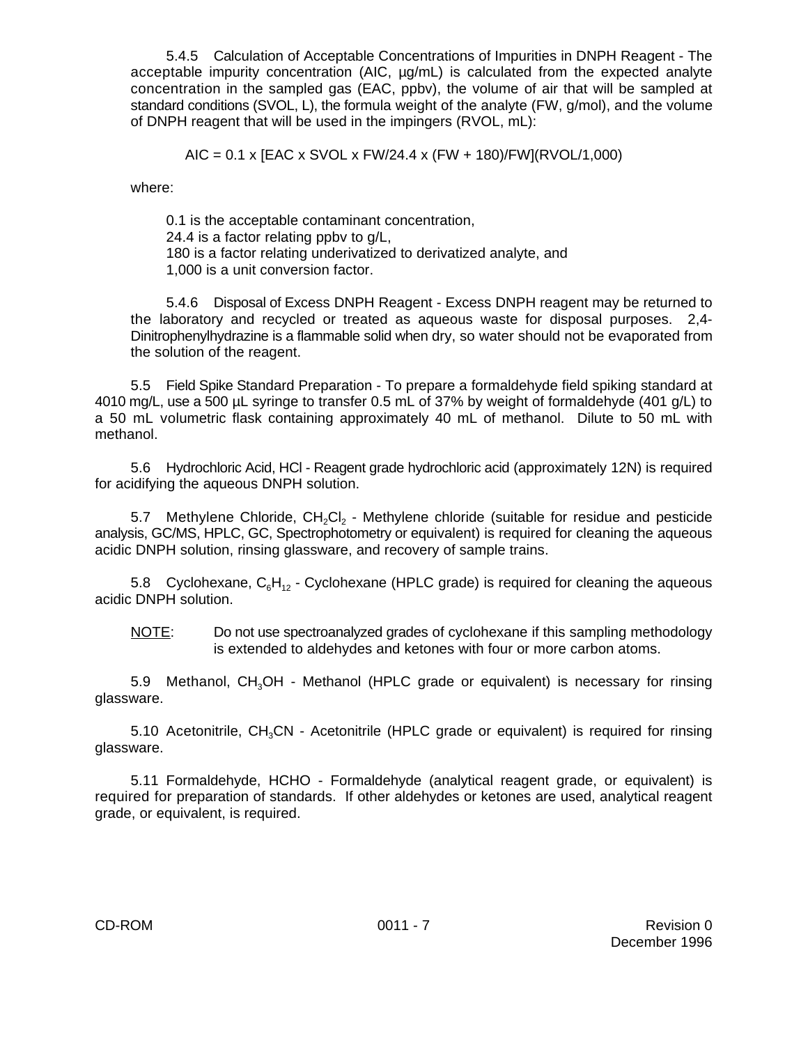5.4.5 Calculation of Acceptable Concentrations of Impurities in DNPH Reagent - The acceptable impurity concentration (AIC, µg/mL) is calculated from the expected analyte concentration in the sampled gas (EAC, ppbv), the volume of air that will be sampled at standard conditions (SVOL, L), the formula weight of the analyte (FW, g/mol), and the volume of DNPH reagent that will be used in the impingers (RVOL, mL):

$$AIC = 0.1 \times [EAC \times SVOL \times FW/24.4 \times (FW + 180)/FW](RVOL/1{,}000)$$

where:

0.1 is the acceptable contaminant concentration,
24.4 is a factor relating ppbv to g/L,
180 is a factor relating underivatized to derivatized analyte, and
1,000 is a unit conversion factor.

5.4.6 Disposal of Excess DNPH Reagent - Excess DNPH reagent may be returned to the laboratory and recycled or treated as aqueous waste for disposal purposes. 2,4-Dinitrophenylhydrazine is a flammable solid when dry, so water should not be evaporated from the solution of the reagent.

5.5 Field Spike Standard Preparation - To prepare a formaldehyde field spiking standard at 4010 mg/L, use a 500 µL syringe to transfer 0.5 mL of 37% by weight of formaldehyde (401 g/L) to a 50 mL volumetric flask containing approximately 40 mL of methanol. Dilute to 50 mL with methanol.

5.6 Hydrochloric Acid, HCl - Reagent grade hydrochloric acid (approximately 12N) is required for acidifying the aqueous DNPH solution.

5.7 Methylene Chloride, $CH_2Cl_2$ - Methylene chloride (suitable for residue and pesticide analysis, GC/MS, HPLC, GC, Spectrophotometry or equivalent) is required for cleaning the aqueous acidic DNPH solution, rinsing glassware, and recovery of sample trains.

5.8 Cyclohexane, $C_6H_{12}$ - Cyclohexane (HPLC grade) is required for cleaning the aqueous acidic DNPH solution.

NOTE: Do not use spectroanalyzed grades of cyclohexane if this sampling methodology is extended to aldehydes and ketones with four or more carbon atoms.

5.9 Methanol, $CH_3OH$ - Methanol (HPLC grade or equivalent) is necessary for rinsing glassware.

5.10 Acetonitrile, $CH_3CN$ - Acetonitrile (HPLC grade or equivalent) is required for rinsing glassware.

5.11 Formaldehyde, HCHO - Formaldehyde (analytical reagent grade, or equivalent) is required for preparation of standards. If other aldehydes or ketones are used, analytical reagent grade, or equivalent, is required.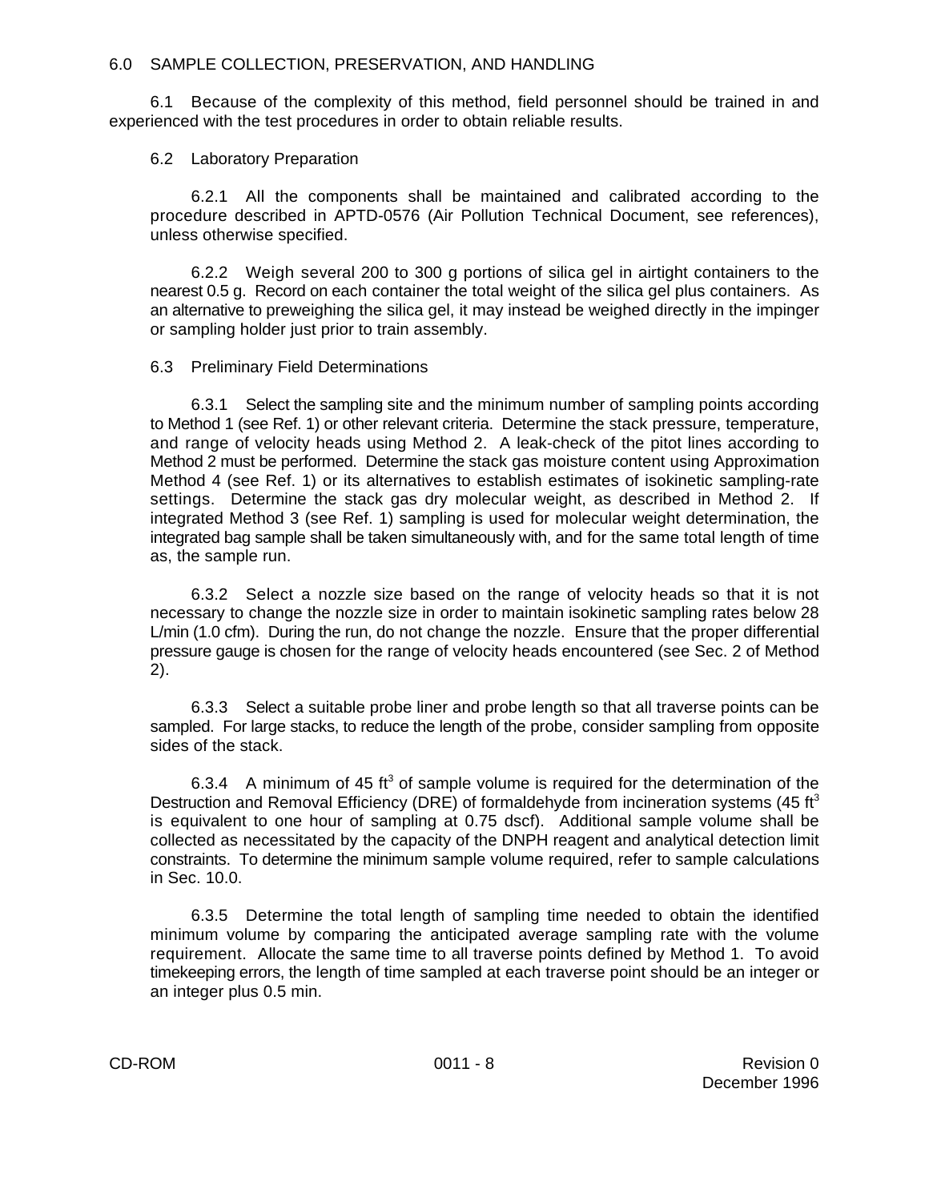## 6.0 SAMPLE COLLECTION, PRESERVATION, AND HANDLING

6.1 Because of the complexity of this method, field personnel should be trained in and experienced with the test procedures in order to obtain reliable results.

### 6.2 Laboratory Preparation

6.2.1 All the components shall be maintained and calibrated according to the procedure described in APTD-0576 (Air Pollution Technical Document, see references), unless otherwise specified.

6.2.2 Weigh several 200 to 300 g portions of silica gel in airtight containers to the nearest 0.5 g. Record on each container the total weight of the silica gel plus containers. As an alternative to preweighing the silica gel, it may instead be weighed directly in the impinger or sampling holder just prior to train assembly.

### 6.3 Preliminary Field Determinations

6.3.1 Select the sampling site and the minimum number of sampling points according to Method 1 (see Ref. 1) or other relevant criteria. Determine the stack pressure, temperature, and range of velocity heads using Method 2. A leak-check of the pitot lines according to Method 2 must be performed. Determine the stack gas moisture content using Approximation Method 4 (see Ref. 1) or its alternatives to establish estimates of isokinetic sampling-rate settings. Determine the stack gas dry molecular weight, as described in Method 2. If integrated Method 3 (see Ref. 1) sampling is used for molecular weight determination, the integrated bag sample shall be taken simultaneously with, and for the same total length of time as, the sample run.

6.3.2 Select a nozzle size based on the range of velocity heads so that it is not necessary to change the nozzle size in order to maintain isokinetic sampling rates below 28 L/min (1.0 cfm). During the run, do not change the nozzle. Ensure that the proper differential pressure gauge is chosen for the range of velocity heads encountered (see Sec. 2 of Method 2).

6.3.3 Select a suitable probe liner and probe length so that all traverse points can be sampled. For large stacks, to reduce the length of the probe, consider sampling from opposite sides of the stack.

6.3.4 A minimum of 45 $ft^3$ of sample volume is required for the determination of the Destruction and Removal Efficiency (DRE) of formaldehyde from incineration systems (45 $ft^3$ is equivalent to one hour of sampling at 0.75 dscf). Additional sample volume shall be collected as necessitated by the capacity of the DNPH reagent and analytical detection limit constraints. To determine the minimum sample volume required, refer to sample calculations in Sec. 10.0.

6.3.5 Determine the total length of sampling time needed to obtain the identified minimum volume by comparing the anticipated average sampling rate with the volume requirement. Allocate the same time to all traverse points defined by Method 1. To avoid timekeeping errors, the length of time sampled at each traverse point should be an integer or an integer plus 0.5 min.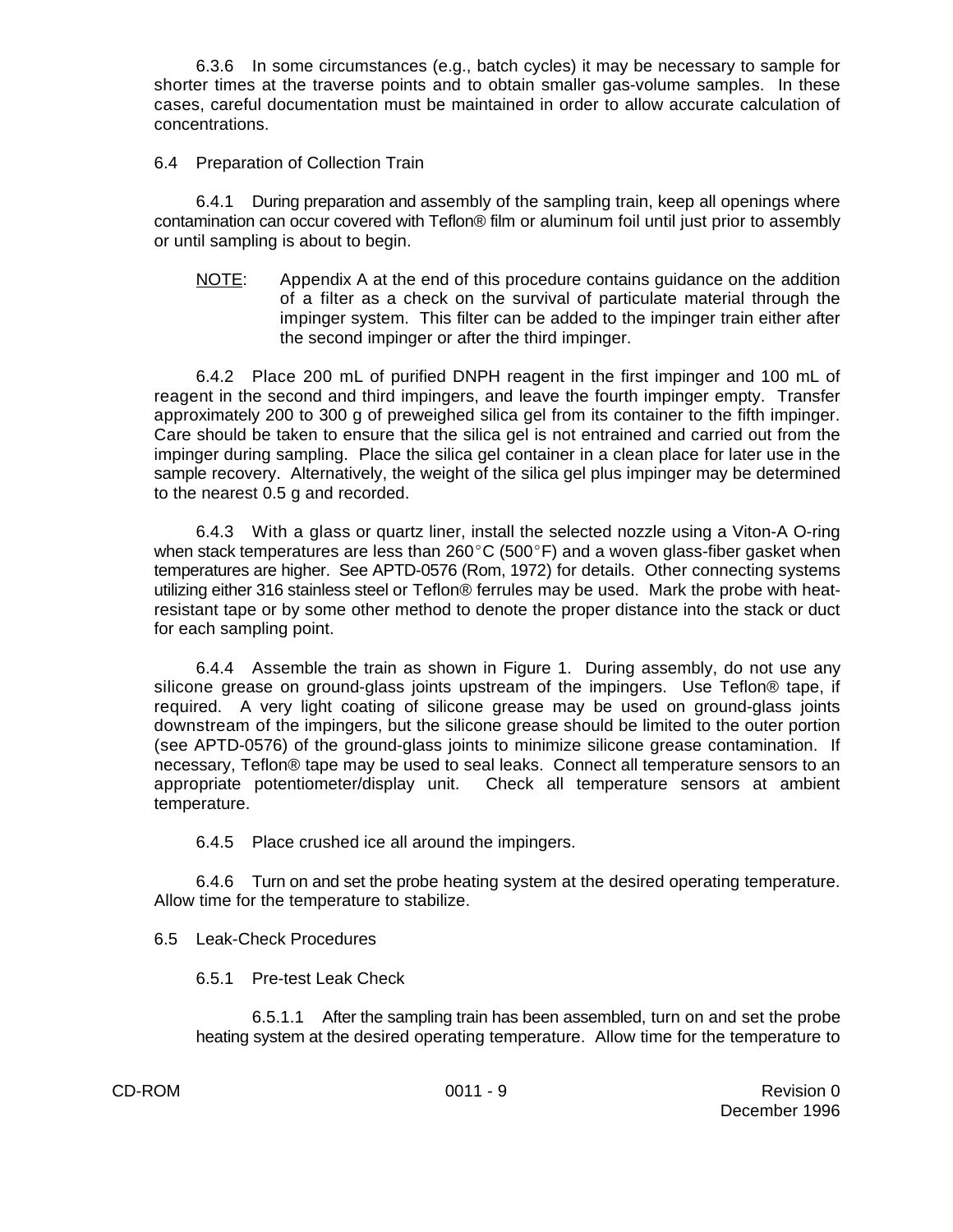6.3.6 In some circumstances (e.g., batch cycles) it may be necessary to sample for shorter times at the traverse points and to obtain smaller gas-volume samples. In these cases, careful documentation must be maintained in order to allow accurate calculation of concentrations.

6.4 Preparation of Collection Train

6.4.1 During preparation and assembly of the sampling train, keep all openings where contamination can occur covered with Teflon® film or aluminum foil until just prior to assembly or until sampling is about to begin.

> NOTE: Appendix A at the end of this procedure contains guidance on the addition of a filter as a check on the survival of particulate material through the impinger system. This filter can be added to the impinger train either after the second impinger or after the third impinger.

6.4.2 Place 200 mL of purified DNPH reagent in the first impinger and 100 mL of reagent in the second and third impingers, and leave the fourth impinger empty. Transfer approximately 200 to 300 g of preweighed silica gel from its container to the fifth impinger. Care should be taken to ensure that the silica gel is not entrained and carried out from the impinger during sampling. Place the silica gel container in a clean place for later use in the sample recovery. Alternatively, the weight of the silica gel plus impinger may be determined to the nearest 0.5 g and recorded.

6.4.3 With a glass or quartz liner, install the selected nozzle using a Viton-A O-ring when stack temperatures are less than 260°C (500°F) and a woven glass-fiber gasket when temperatures are higher. See APTD-0576 (Rom, 1972) for details. Other connecting systems utilizing either 316 stainless steel or Teflon® ferrules may be used. Mark the probe with heat-resistant tape or by some other method to denote the proper distance into the stack or duct for each sampling point.

6.4.4 Assemble the train as shown in Figure 1. During assembly, do not use any silicone grease on ground-glass joints upstream of the impingers. Use Teflon® tape, if required. A very light coating of silicone grease may be used on ground-glass joints downstream of the impingers, but the silicone grease should be limited to the outer portion (see APTD-0576) of the ground-glass joints to minimize silicone grease contamination. If necessary, Teflon® tape may be used to seal leaks. Connect all temperature sensors to an appropriate potentiometer/display unit. Check all temperature sensors at ambient temperature.

6.4.5 Place crushed ice all around the impingers.

6.4.6 Turn on and set the probe heating system at the desired operating temperature. Allow time for the temperature to stabilize.

6.5 Leak-Check Procedures

6.5.1 Pre-test Leak Check

6.5.1.1 After the sampling train has been assembled, turn on and set the probe heating system at the desired operating temperature. Allow time for the temperature to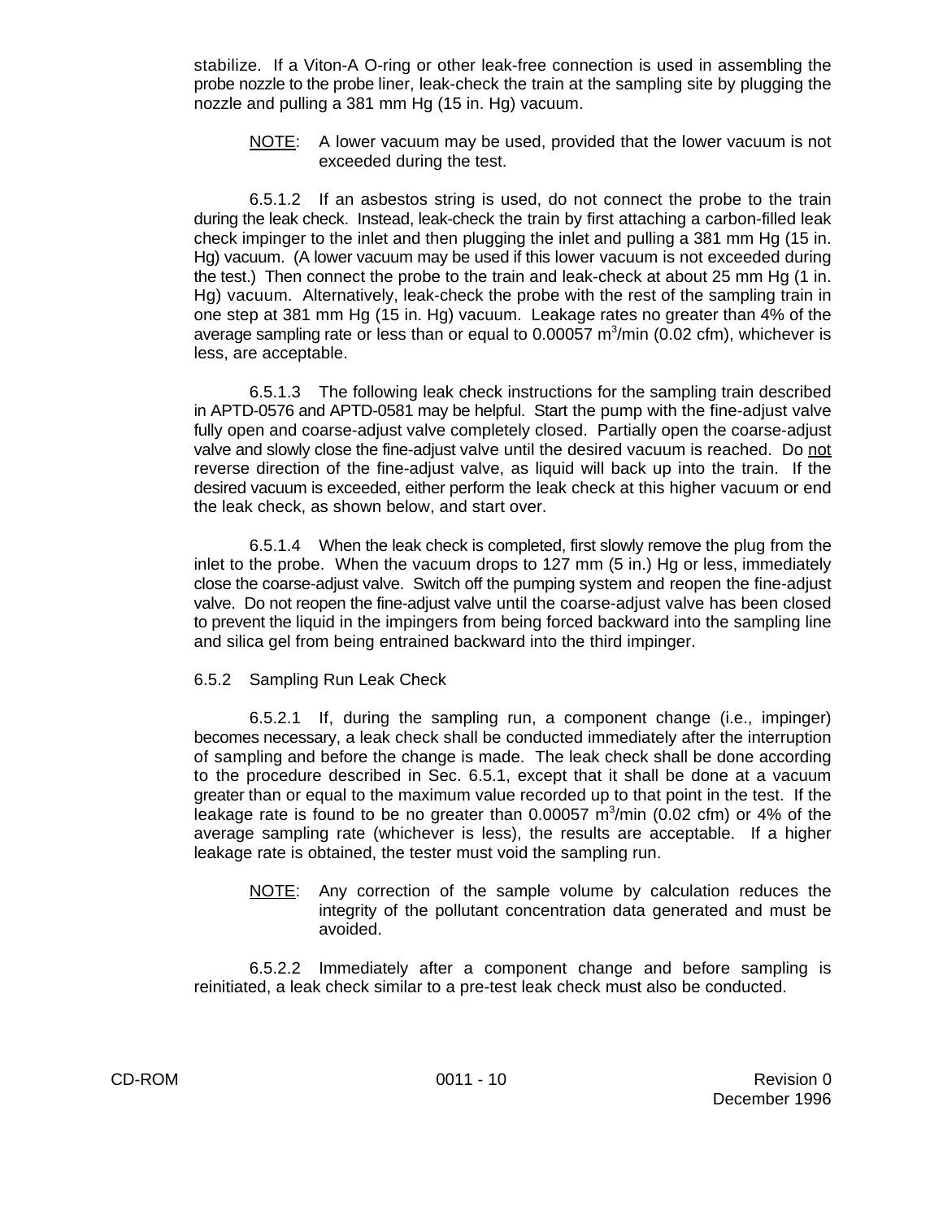stabilize. If a Viton-A O-ring or other leak-free connection is used in assembling the probe nozzle to the probe liner, leak-check the train at the sampling site by plugging the nozzle and pulling a 381 mm Hg (15 in. Hg) vacuum.

> NOTE: A lower vacuum may be used, provided that the lower vacuum is not exceeded during the test.

6.5.1.2 If an asbestos string is used, do not connect the probe to the train during the leak check. Instead, leak-check the train by first attaching a carbon-filled leak check impinger to the inlet and then plugging the inlet and pulling a 381 mm Hg (15 in. Hg) vacuum. (A lower vacuum may be used if this lower vacuum is not exceeded during the test.) Then connect the probe to the train and leak-check at about 25 mm Hg (1 in. Hg) vacuum. Alternatively, leak-check the probe with the rest of the sampling train in one step at 381 mm Hg (15 in. Hg) vacuum. Leakage rates no greater than 4% of the average sampling rate or less than or equal to 0.00057 $m^3$/min (0.02 cfm), whichever is less, are acceptable.

6.5.1.3 The following leak check instructions for the sampling train described in APTD-0576 and APTD-0581 may be helpful. Start the pump with the fine-adjust valve fully open and coarse-adjust valve completely closed. Partially open the coarse-adjust valve and slowly close the fine-adjust valve until the desired vacuum is reached. Do not reverse direction of the fine-adjust valve, as liquid will back up into the train. If the desired vacuum is exceeded, either perform the leak check at this higher vacuum or end the leak check, as shown below, and start over.

6.5.1.4 When the leak check is completed, first slowly remove the plug from the inlet to the probe. When the vacuum drops to 127 mm (5 in.) Hg or less, immediately close the coarse-adjust valve. Switch off the pumping system and reopen the fine-adjust valve. Do not reopen the fine-adjust valve until the coarse-adjust valve has been closed to prevent the liquid in the impingers from being forced backward into the sampling line and silica gel from being entrained backward into the third impinger.

6.5.2 Sampling Run Leak Check

6.5.2.1 If, during the sampling run, a component change (i.e., impinger) becomes necessary, a leak check shall be conducted immediately after the interruption of sampling and before the change is made. The leak check shall be done according to the procedure described in Sec. 6.5.1, except that it shall be done at a vacuum greater than or equal to the maximum value recorded up to that point in the test. If the leakage rate is found to be no greater than 0.00057 $m^3$/min (0.02 cfm) or 4% of the average sampling rate (whichever is less), the results are acceptable. If a higher leakage rate is obtained, the tester must void the sampling run.

> NOTE: Any correction of the sample volume by calculation reduces the integrity of the pollutant concentration data generated and must be avoided.

6.5.2.2 Immediately after a component change and before sampling is reinitiated, a leak check similar to a pre-test leak check must also be conducted.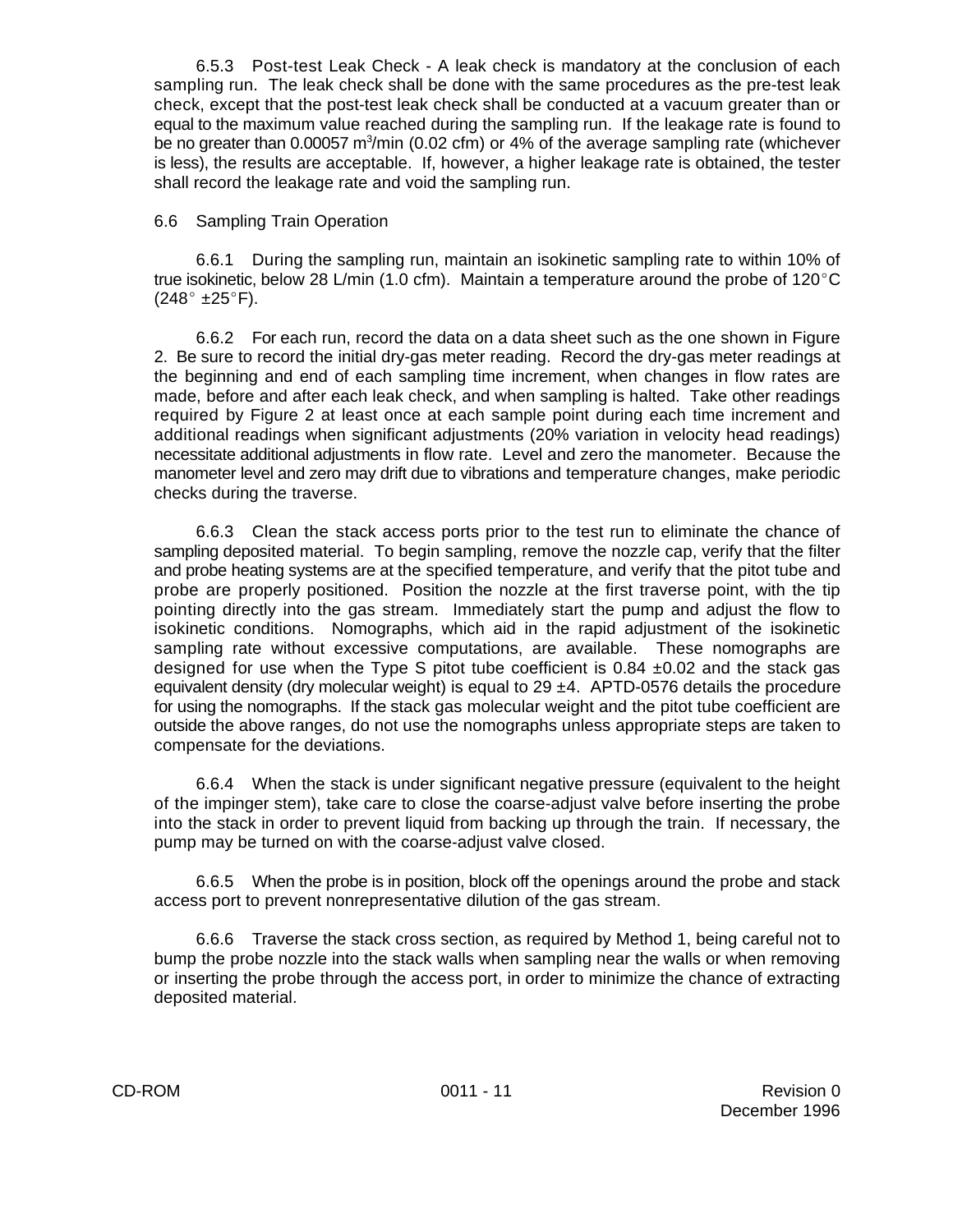6.5.3 Post-test Leak Check - A leak check is mandatory at the conclusion of each sampling run. The leak check shall be done with the same procedures as the pre-test leak check, except that the post-test leak check shall be conducted at a vacuum greater than or equal to the maximum value reached during the sampling run. If the leakage rate is found to be no greater than 0.00057 $m^3$/min (0.02 cfm) or 4% of the average sampling rate (whichever is less), the results are acceptable. If, however, a higher leakage rate is obtained, the tester shall record the leakage rate and void the sampling run.

6.6 Sampling Train Operation

6.6.1 During the sampling run, maintain an isokinetic sampling rate to within 10% of true isokinetic, below 28 L/min (1.0 cfm). Maintain a temperature around the probe of 120°C (248° ±25°F).

6.6.2 For each run, record the data on a data sheet such as the one shown in Figure 2. Be sure to record the initial dry-gas meter reading. Record the dry-gas meter readings at the beginning and end of each sampling time increment, when changes in flow rates are made, before and after each leak check, and when sampling is halted. Take other readings required by Figure 2 at least once at each sample point during each time increment and additional readings when significant adjustments (20% variation in velocity head readings) necessitate additional adjustments in flow rate. Level and zero the manometer. Because the manometer level and zero may drift due to vibrations and temperature changes, make periodic checks during the traverse.

6.6.3 Clean the stack access ports prior to the test run to eliminate the chance of sampling deposited material. To begin sampling, remove the nozzle cap, verify that the filter and probe heating systems are at the specified temperature, and verify that the pitot tube and probe are properly positioned. Position the nozzle at the first traverse point, with the tip pointing directly into the gas stream. Immediately start the pump and adjust the flow to isokinetic conditions. Nomographs, which aid in the rapid adjustment of the isokinetic sampling rate without excessive computations, are available. These nomographs are designed for use when the Type S pitot tube coefficient is 0.84 ±0.02 and the stack gas equivalent density (dry molecular weight) is equal to 29 ±4. APTD-0576 details the procedure for using the nomographs. If the stack gas molecular weight and the pitot tube coefficient are outside the above ranges, do not use the nomographs unless appropriate steps are taken to compensate for the deviations.

6.6.4 When the stack is under significant negative pressure (equivalent to the height of the impinger stem), take care to close the coarse-adjust valve before inserting the probe into the stack in order to prevent liquid from backing up through the train. If necessary, the pump may be turned on with the coarse-adjust valve closed.

6.6.5 When the probe is in position, block off the openings around the probe and stack access port to prevent nonrepresentative dilution of the gas stream.

6.6.6 Traverse the stack cross section, as required by Method 1, being careful not to bump the probe nozzle into the stack walls when sampling near the walls or when removing or inserting the probe through the access port, in order to minimize the chance of extracting deposited material.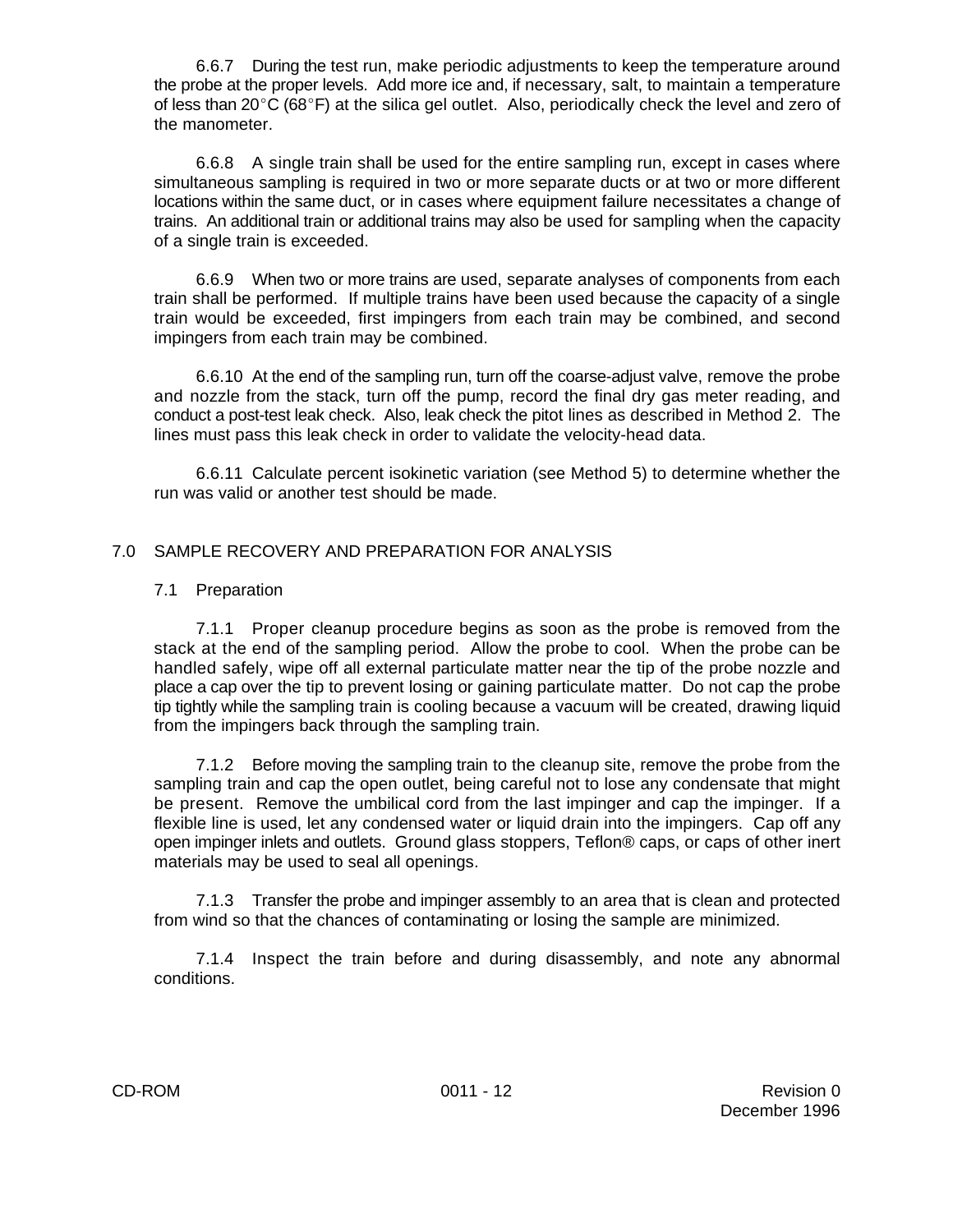6.6.7 During the test run, make periodic adjustments to keep the temperature around the probe at the proper levels. Add more ice and, if necessary, salt, to maintain a temperature of less than 20°C (68°F) at the silica gel outlet. Also, periodically check the level and zero of the manometer.

6.6.8 A single train shall be used for the entire sampling run, except in cases where simultaneous sampling is required in two or more separate ducts or at two or more different locations within the same duct, or in cases where equipment failure necessitates a change of trains. An additional train or additional trains may also be used for sampling when the capacity of a single train is exceeded.

6.6.9 When two or more trains are used, separate analyses of components from each train shall be performed. If multiple trains have been used because the capacity of a single train would be exceeded, first impingers from each train may be combined, and second impingers from each train may be combined.

6.6.10 At the end of the sampling run, turn off the coarse-adjust valve, remove the probe and nozzle from the stack, turn off the pump, record the final dry gas meter reading, and conduct a post-test leak check. Also, leak check the pitot lines as described in Method 2. The lines must pass this leak check in order to validate the velocity-head data.

6.6.11 Calculate percent isokinetic variation (see Method 5) to determine whether the run was valid or another test should be made.

## 7.0 SAMPLE RECOVERY AND PREPARATION FOR ANALYSIS

### 7.1 Preparation

7.1.1 Proper cleanup procedure begins as soon as the probe is removed from the stack at the end of the sampling period. Allow the probe to cool. When the probe can be handled safely, wipe off all external particulate matter near the tip of the probe nozzle and place a cap over the tip to prevent losing or gaining particulate matter. Do not cap the probe tip tightly while the sampling train is cooling because a vacuum will be created, drawing liquid from the impingers back through the sampling train.

7.1.2 Before moving the sampling train to the cleanup site, remove the probe from the sampling train and cap the open outlet, being careful not to lose any condensate that might be present. Remove the umbilical cord from the last impinger and cap the impinger. If a flexible line is used, let any condensed water or liquid drain into the impingers. Cap off any open impinger inlets and outlets. Ground glass stoppers, Teflon® caps, or caps of other inert materials may be used to seal all openings.

7.1.3 Transfer the probe and impinger assembly to an area that is clean and protected from wind so that the chances of contaminating or losing the sample are minimized.

7.1.4 Inspect the train before and during disassembly, and note any abnormal conditions.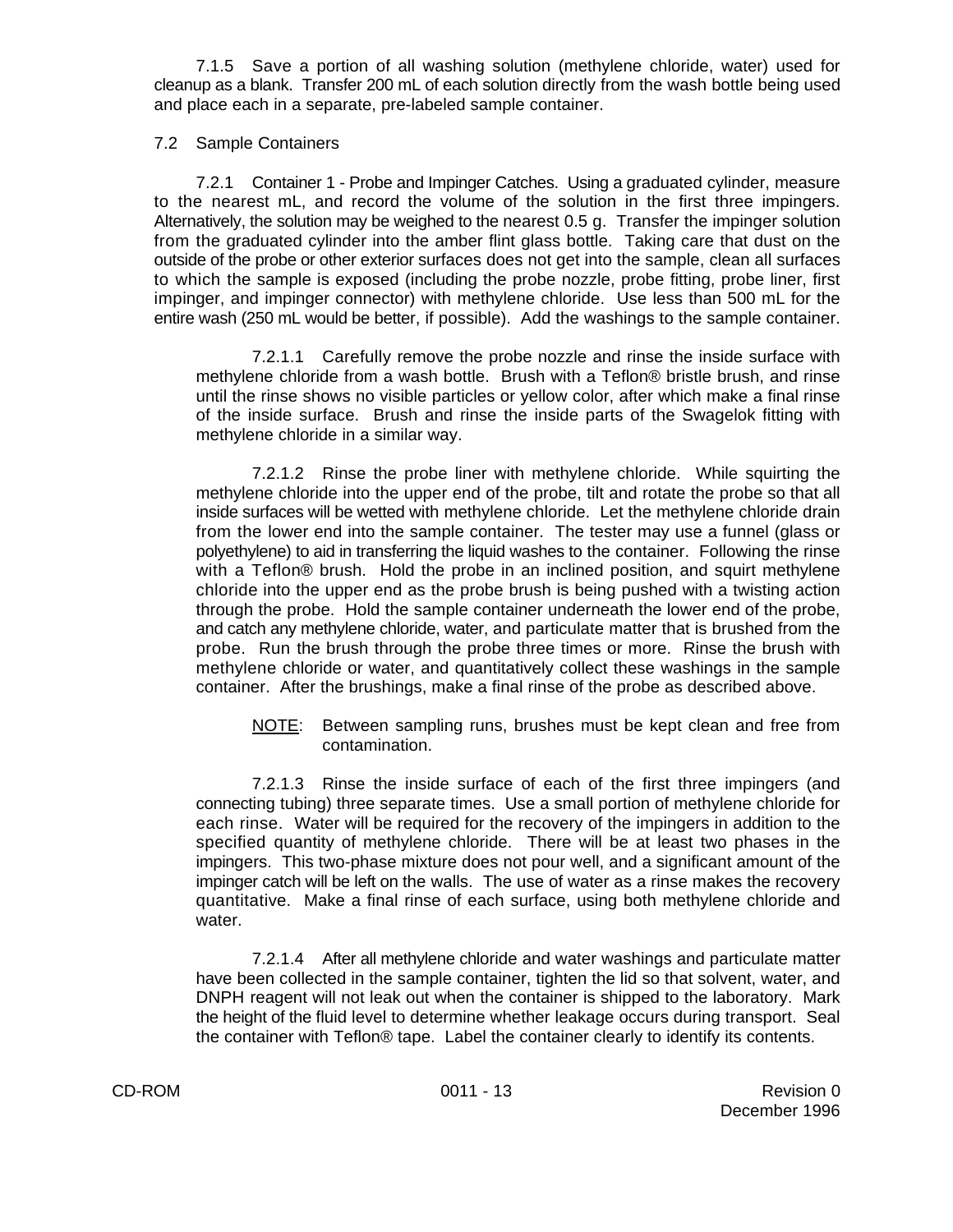7.1.5 Save a portion of all washing solution (methylene chloride, water) used for cleanup as a blank. Transfer 200 mL of each solution directly from the wash bottle being used and place each in a separate, pre-labeled sample container.

7.2 Sample Containers

7.2.1 Container 1 - Probe and Impinger Catches. Using a graduated cylinder, measure to the nearest mL, and record the volume of the solution in the first three impingers. Alternatively, the solution may be weighed to the nearest 0.5 g. Transfer the impinger solution from the graduated cylinder into the amber flint glass bottle. Taking care that dust on the outside of the probe or other exterior surfaces does not get into the sample, clean all surfaces to which the sample is exposed (including the probe nozzle, probe fitting, probe liner, first impinger, and impinger connector) with methylene chloride. Use less than 500 mL for the entire wash (250 mL would be better, if possible). Add the washings to the sample container.

7.2.1.1 Carefully remove the probe nozzle and rinse the inside surface with methylene chloride from a wash bottle. Brush with a Teflon® bristle brush, and rinse until the rinse shows no visible particles or yellow color, after which make a final rinse of the inside surface. Brush and rinse the inside parts of the Swagelok fitting with methylene chloride in a similar way.

7.2.1.2 Rinse the probe liner with methylene chloride. While squirting the methylene chloride into the upper end of the probe, tilt and rotate the probe so that all inside surfaces will be wetted with methylene chloride. Let the methylene chloride drain from the lower end into the sample container. The tester may use a funnel (glass or polyethylene) to aid in transferring the liquid washes to the container. Following the rinse with a Teflon® brush. Hold the probe in an inclined position, and squirt methylene chloride into the upper end as the probe brush is being pushed with a twisting action through the probe. Hold the sample container underneath the lower end of the probe, and catch any methylene chloride, water, and particulate matter that is brushed from the probe. Run the brush through the probe three times or more. Rinse the brush with methylene chloride or water, and quantitatively collect these washings in the sample container. After the brushings, make a final rinse of the probe as described above.

NOTE: Between sampling runs, brushes must be kept clean and free from contamination.

7.2.1.3 Rinse the inside surface of each of the first three impingers (and connecting tubing) three separate times. Use a small portion of methylene chloride for each rinse. Water will be required for the recovery of the impingers in addition to the specified quantity of methylene chloride. There will be at least two phases in the impingers. This two-phase mixture does not pour well, and a significant amount of the impinger catch will be left on the walls. The use of water as a rinse makes the recovery quantitative. Make a final rinse of each surface, using both methylene chloride and water.

7.2.1.4 After all methylene chloride and water washings and particulate matter have been collected in the sample container, tighten the lid so that solvent, water, and DNPH reagent will not leak out when the container is shipped to the laboratory. Mark the height of the fluid level to determine whether leakage occurs during transport. Seal the container with Teflon® tape. Label the container clearly to identify its contents.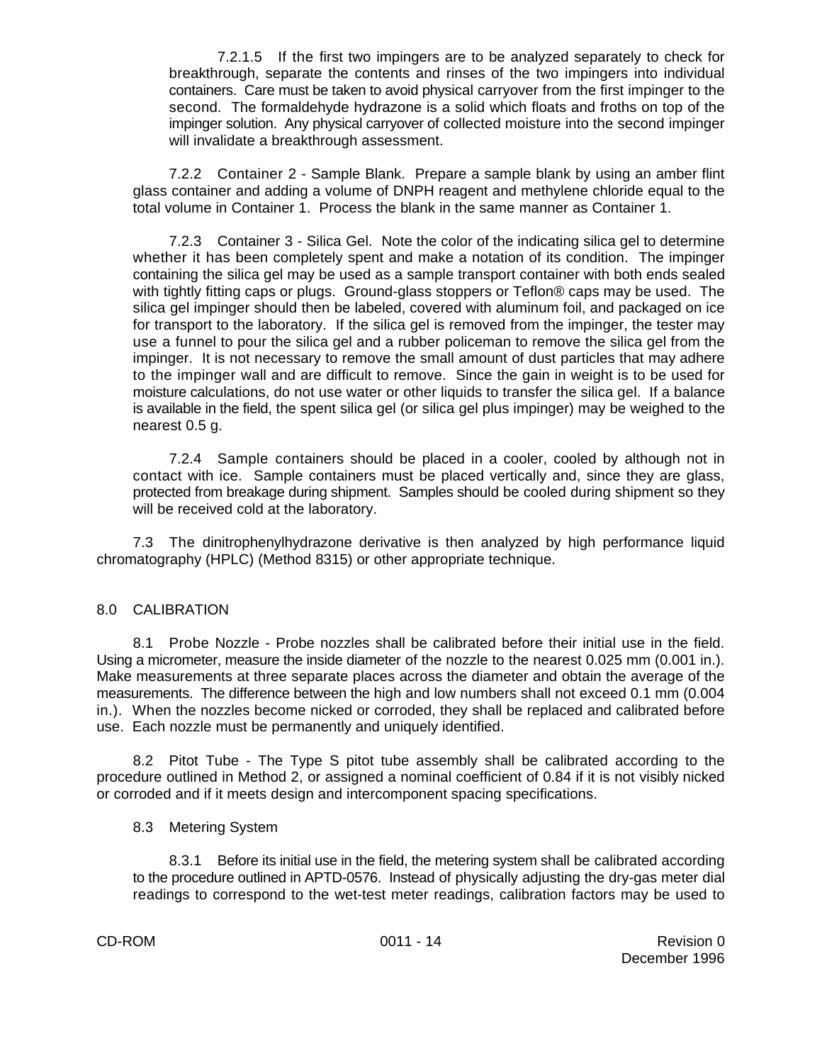7.2.1.5 If the first two impingers are to be analyzed separately to check for breakthrough, separate the contents and rinses of the two impingers into individual containers. Care must be taken to avoid physical carryover from the first impinger to the second. The formaldehyde hydrazone is a solid which floats and froths on top of the impinger solution. Any physical carryover of collected moisture into the second impinger will invalidate a breakthrough assessment.

7.2.2 Container 2 - Sample Blank. Prepare a sample blank by using an amber flint glass container and adding a volume of DNPH reagent and methylene chloride equal to the total volume in Container 1. Process the blank in the same manner as Container 1.

7.2.3 Container 3 - Silica Gel. Note the color of the indicating silica gel to determine whether it has been completely spent and make a notation of its condition. The impinger containing the silica gel may be used as a sample transport container with both ends sealed with tightly fitting caps or plugs. Ground-glass stoppers or Teflon® caps may be used. The silica gel impinger should then be labeled, covered with aluminum foil, and packaged on ice for transport to the laboratory. If the silica gel is removed from the impinger, the tester may use a funnel to pour the silica gel and a rubber policeman to remove the silica gel from the impinger. It is not necessary to remove the small amount of dust particles that may adhere to the impinger wall and are difficult to remove. Since the gain in weight is to be used for moisture calculations, do not use water or other liquids to transfer the silica gel. If a balance is available in the field, the spent silica gel (or silica gel plus impinger) may be weighed to the nearest 0.5 g.

7.2.4 Sample containers should be placed in a cooler, cooled by although not in contact with ice. Sample containers must be placed vertically and, since they are glass, protected from breakage during shipment. Samples should be cooled during shipment so they will be received cold at the laboratory.

7.3 The dinitrophenylhydrazone derivative is then analyzed by high performance liquid chromatography (HPLC) (Method 8315) or other appropriate technique.

## 8.0 CALIBRATION

8.1 Probe Nozzle - Probe nozzles shall be calibrated before their initial use in the field. Using a micrometer, measure the inside diameter of the nozzle to the nearest 0.025 mm (0.001 in.). Make measurements at three separate places across the diameter and obtain the average of the measurements. The difference between the high and low numbers shall not exceed 0.1 mm (0.004 in.). When the nozzles become nicked or corroded, they shall be replaced and calibrated before use. Each nozzle must be permanently and uniquely identified.

8.2 Pitot Tube - The Type S pitot tube assembly shall be calibrated according to the procedure outlined in Method 2, or assigned a nominal coefficient of 0.84 if it is not visibly nicked or corroded and if it meets design and intercomponent spacing specifications.

8.3 Metering System

8.3.1 Before its initial use in the field, the metering system shall be calibrated according to the procedure outlined in APTD-0576. Instead of physically adjusting the dry-gas meter dial readings to correspond to the wet-test meter readings, calibration factors may be used to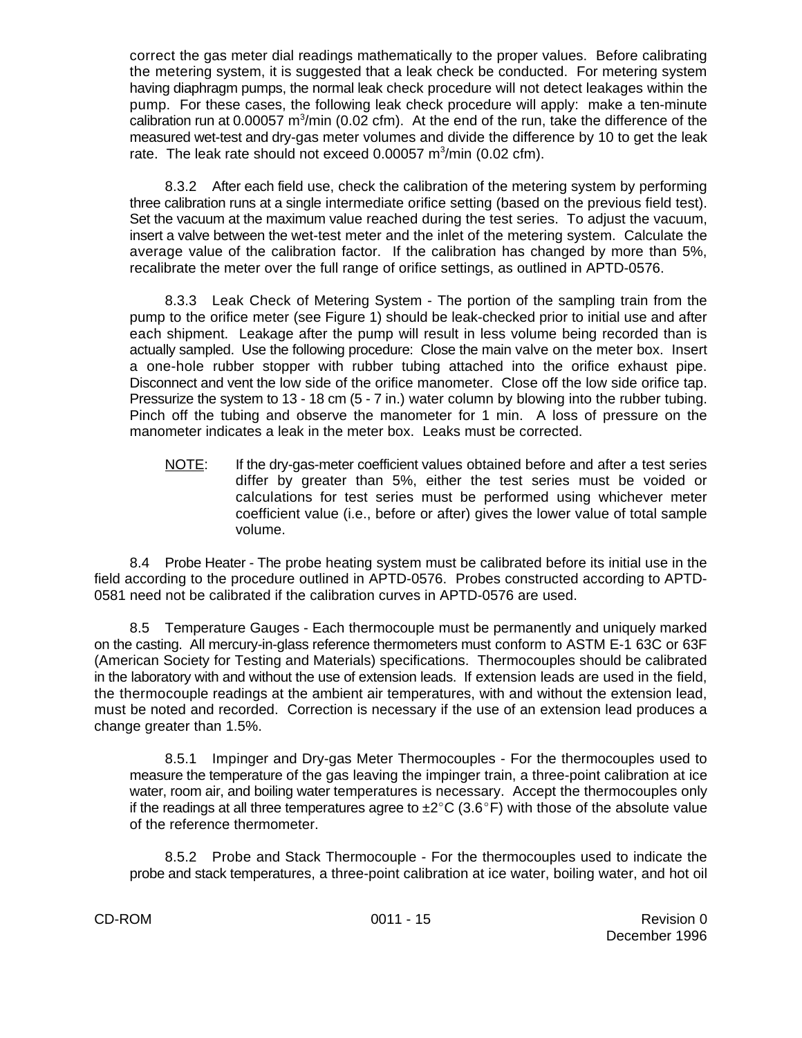correct the gas meter dial readings mathematically to the proper values. Before calibrating the metering system, it is suggested that a leak check be conducted. For metering system having diaphragm pumps, the normal leak check procedure will not detect leakages within the pump. For these cases, the following leak check procedure will apply: make a ten-minute calibration run at 0.00057 $m^3$/min (0.02 cfm). At the end of the run, take the difference of the measured wet-test and dry-gas meter volumes and divide the difference by 10 to get the leak rate. The leak rate should not exceed 0.00057 $m^3$/min (0.02 cfm).

8.3.2 After each field use, check the calibration of the metering system by performing three calibration runs at a single intermediate orifice setting (based on the previous field test). Set the vacuum at the maximum value reached during the test series. To adjust the vacuum, insert a valve between the wet-test meter and the inlet of the metering system. Calculate the average value of the calibration factor. If the calibration has changed by more than 5%, recalibrate the meter over the full range of orifice settings, as outlined in APTD-0576.

8.3.3 Leak Check of Metering System - The portion of the sampling train from the pump to the orifice meter (see Figure 1) should be leak-checked prior to initial use and after each shipment. Leakage after the pump will result in less volume being recorded than is actually sampled. Use the following procedure: Close the main valve on the meter box. Insert a one-hole rubber stopper with rubber tubing attached into the orifice exhaust pipe. Disconnect and vent the low side of the orifice manometer. Close off the low side orifice tap. Pressurize the system to 13 - 18 cm (5 - 7 in.) water column by blowing into the rubber tubing. Pinch off the tubing and observe the manometer for 1 min. A loss of pressure on the manometer indicates a leak in the meter box. Leaks must be corrected.

NOTE: If the dry-gas-meter coefficient values obtained before and after a test series differ by greater than 5%, either the test series must be voided or calculations for test series must be performed using whichever meter coefficient value (i.e., before or after) gives the lower value of total sample volume.

8.4 Probe Heater - The probe heating system must be calibrated before its initial use in the field according to the procedure outlined in APTD-0576. Probes constructed according to APTD-0581 need not be calibrated if the calibration curves in APTD-0576 are used.

8.5 Temperature Gauges - Each thermocouple must be permanently and uniquely marked on the casting. All mercury-in-glass reference thermometers must conform to ASTM E-1 63C or 63F (American Society for Testing and Materials) specifications. Thermocouples should be calibrated in the laboratory with and without the use of extension leads. If extension leads are used in the field, the thermocouple readings at the ambient air temperatures, with and without the extension lead, must be noted and recorded. Correction is necessary if the use of an extension lead produces a change greater than 1.5%.

8.5.1 Impinger and Dry-gas Meter Thermocouples - For the thermocouples used to measure the temperature of the gas leaving the impinger train, a three-point calibration at ice water, room air, and boiling water temperatures is necessary. Accept the thermocouples only if the readings at all three temperatures agree to ±2°C (3.6°F) with those of the absolute value of the reference thermometer.

8.5.2 Probe and Stack Thermocouple - For the thermocouples used to indicate the probe and stack temperatures, a three-point calibration at ice water, boiling water, and hot oil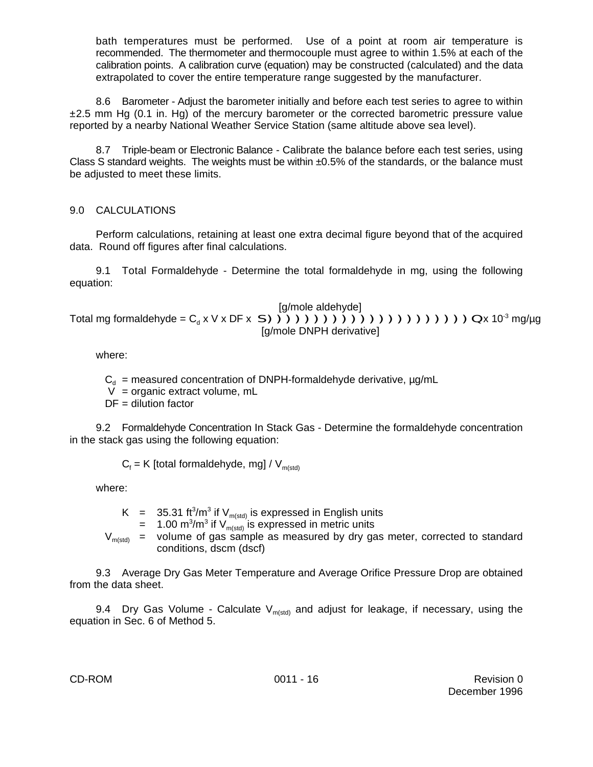bath temperatures must be performed. Use of a point at room air temperature is recommended. The thermometer and thermocouple must agree to within 1.5% at each of the calibration points. A calibration curve (equation) may be constructed (calculated) and the data extrapolated to cover the entire temperature range suggested by the manufacturer.

8.6 Barometer - Adjust the barometer initially and before each test series to agree to within ±2.5 mm Hg (0.1 in. Hg) of the mercury barometer or the corrected barometric pressure value reported by a nearby National Weather Service Station (same altitude above sea level).

8.7 Triple-beam or Electronic Balance - Calibrate the balance before each test series, using Class S standard weights. The weights must be within ±0.5% of the standards, or the balance must be adjusted to meet these limits.

## 9.0 CALCULATIONS

Perform calculations, retaining at least one extra decimal figure beyond that of the acquired data. Round off figures after final calculations.

9.1 Total Formaldehyde - Determine the total formaldehyde in mg, using the following equation:

$$\text{Total mg formaldehyde} = C_d \times V \times DF \times \frac{[\text{g/mole aldehyde}]}{[\text{g/mole DNPH derivative}]} \times 10^{-3}\ \text{mg}/\mu\text{g}$$

where:

$C_d$ = measured concentration of DNPH-formaldehyde derivative, µg/mL
$V$ = organic extract volume, mL
$DF$ = dilution factor

9.2 Formaldehyde Concentration In Stack Gas - Determine the formaldehyde concentration in the stack gas using the following equation:

$$C_f = K\ [\text{total formaldehyde, mg}] / V_{m(std)}$$

where:

$K$ = 35.31 $ft^3/m^3$ if $V_{m(std)}$ is expressed in English units
= 1.00 $m^3/m^3$ if $V_{m(std)}$ is expressed in metric units
$V_{m(std)}$ = volume of gas sample as measured by dry gas meter, corrected to standard conditions, dscm (dscf)

9.3 Average Dry Gas Meter Temperature and Average Orifice Pressure Drop are obtained from the data sheet.

9.4 Dry Gas Volume - Calculate $V_{m(std)}$ and adjust for leakage, if necessary, using the equation in Sec. 6 of Method 5.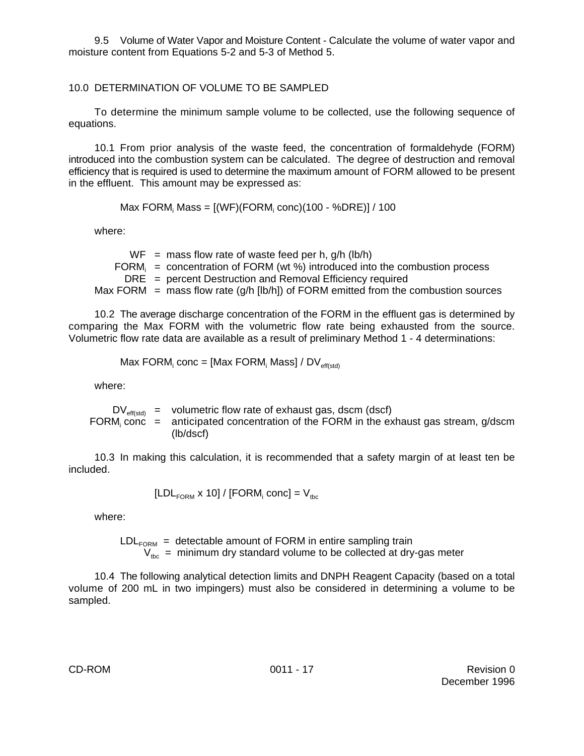9.5 Volume of Water Vapor and Moisture Content - Calculate the volume of water vapor and moisture content from Equations 5-2 and 5-3 of Method 5.

## 10.0 DETERMINATION OF VOLUME TO BE SAMPLED

To determine the minimum sample volume to be collected, use the following sequence of equations.

10.1 From prior analysis of the waste feed, the concentration of formaldehyde (FORM) introduced into the combustion system can be calculated. The degree of destruction and removal efficiency that is required is used to determine the maximum amount of FORM allowed to be present in the effluent. This amount may be expressed as:

$$\text{Max FORM}_i \text{ Mass} = [(\text{WF})(\text{FORM}_i \text{ conc})(100 - \%\text{DRE})] / 100$$

where:

| | | |
|---|---|---|
| WF | = | mass flow rate of waste feed per h, g/h (lb/h) |
| $\text{FORM}_i$ | = | concentration of FORM (wt %) introduced into the combustion process |
| DRE | = | percent Destruction and Removal Efficiency required |
| Max FORM | = | mass flow rate (g/h [lb/h]) of FORM emitted from the combustion sources |

10.2 The average discharge concentration of the FORM in the effluent gas is determined by comparing the Max FORM with the volumetric flow rate being exhausted from the source. Volumetric flow rate data are available as a result of preliminary Method 1 - 4 determinations:

$$\text{Max FORM}_i \text{ conc} = [\text{Max FORM}_i \text{ Mass}] / DV_{eff(std)}$$

where:

| | | |
|---|---|---|
| $DV_{eff(std)}$ | = | volumetric flow rate of exhaust gas, dscm (dscf) |
| $\text{FORM}_i$ conc | = | anticipated concentration of the FORM in the exhaust gas stream, g/dscm (lb/dscf) |

10.3 In making this calculation, it is recommended that a safety margin of at least ten be included.

$$[LDL_{FORM} \times 10] / [\text{FORM}_i \text{ conc}] = V_{tbc}$$

where:

| | | |
|---|---|---|
| $LDL_{FORM}$ | = | detectable amount of FORM in entire sampling train |
| $V_{tbc}$ | = | minimum dry standard volume to be collected at dry-gas meter |

10.4 The following analytical detection limits and DNPH Reagent Capacity (based on a total volume of 200 mL in two impingers) must also be considered in determining a volume to be sampled.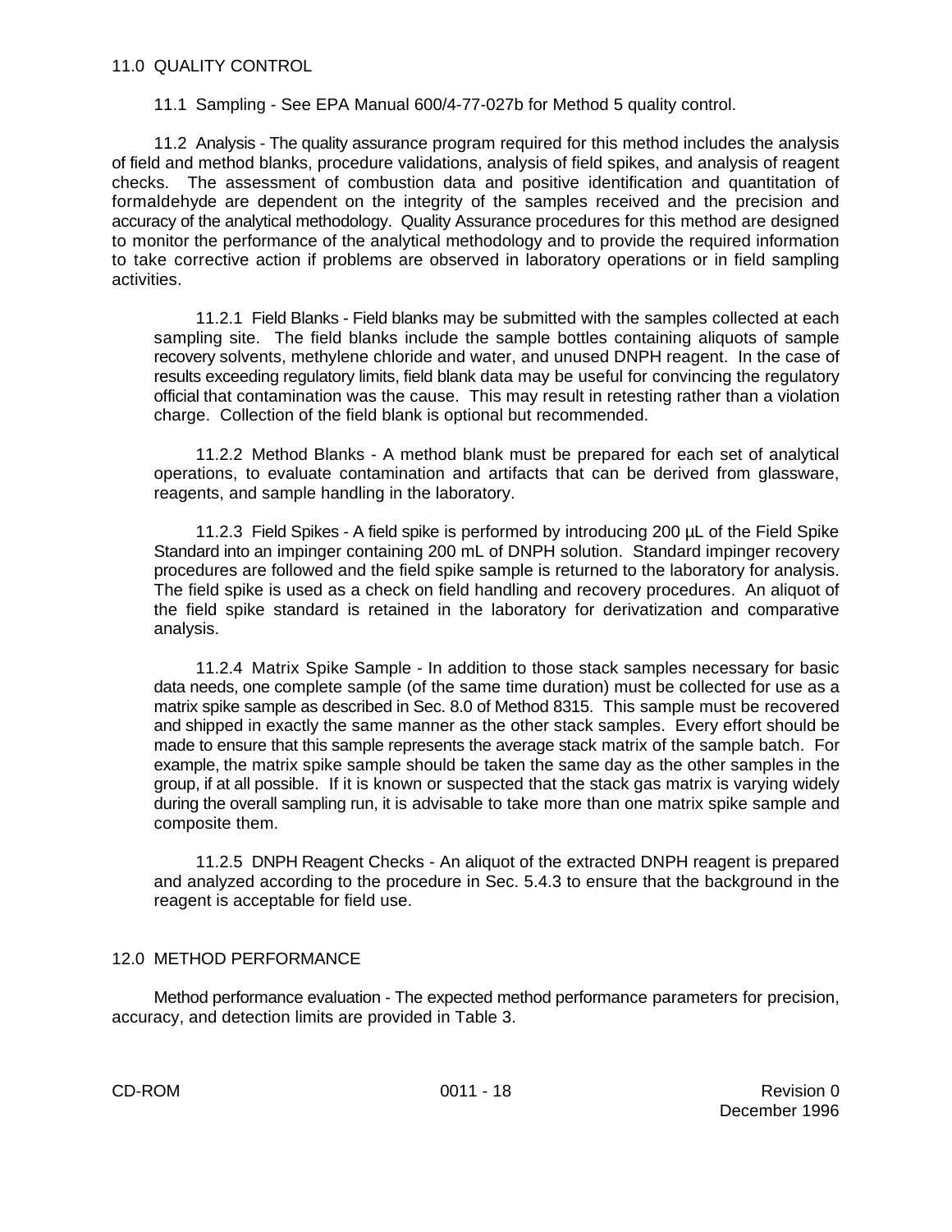## 11.0 QUALITY CONTROL

11.1 Sampling - See EPA Manual 600/4-77-027b for Method 5 quality control.

11.2 Analysis - The quality assurance program required for this method includes the analysis of field and method blanks, procedure validations, analysis of field spikes, and analysis of reagent checks. The assessment of combustion data and positive identification and quantitation of formaldehyde are dependent on the integrity of the samples received and the precision and accuracy of the analytical methodology. Quality Assurance procedures for this method are designed to monitor the performance of the analytical methodology and to provide the required information to take corrective action if problems are observed in laboratory operations or in field sampling activities.

11.2.1 Field Blanks - Field blanks may be submitted with the samples collected at each sampling site. The field blanks include the sample bottles containing aliquots of sample recovery solvents, methylene chloride and water, and unused DNPH reagent. In the case of results exceeding regulatory limits, field blank data may be useful for convincing the regulatory official that contamination was the cause. This may result in retesting rather than a violation charge. Collection of the field blank is optional but recommended.

11.2.2 Method Blanks - A method blank must be prepared for each set of analytical operations, to evaluate contamination and artifacts that can be derived from glassware, reagents, and sample handling in the laboratory.

11.2.3 Field Spikes - A field spike is performed by introducing 200 µL of the Field Spike Standard into an impinger containing 200 mL of DNPH solution. Standard impinger recovery procedures are followed and the field spike sample is returned to the laboratory for analysis. The field spike is used as a check on field handling and recovery procedures. An aliquot of the field spike standard is retained in the laboratory for derivatization and comparative analysis.

11.2.4 Matrix Spike Sample - In addition to those stack samples necessary for basic data needs, one complete sample (of the same time duration) must be collected for use as a matrix spike sample as described in Sec. 8.0 of Method 8315. This sample must be recovered and shipped in exactly the same manner as the other stack samples. Every effort should be made to ensure that this sample represents the average stack matrix of the sample batch. For example, the matrix spike sample should be taken the same day as the other samples in the group, if at all possible. If it is known or suspected that the stack gas matrix is varying widely during the overall sampling run, it is advisable to take more than one matrix spike sample and composite them.

11.2.5 DNPH Reagent Checks - An aliquot of the extracted DNPH reagent is prepared and analyzed according to the procedure in Sec. 5.4.3 to ensure that the background in the reagent is acceptable for field use.

## 12.0 METHOD PERFORMANCE

Method performance evaluation - The expected method performance parameters for precision, accuracy, and detection limits are provided in Table 3.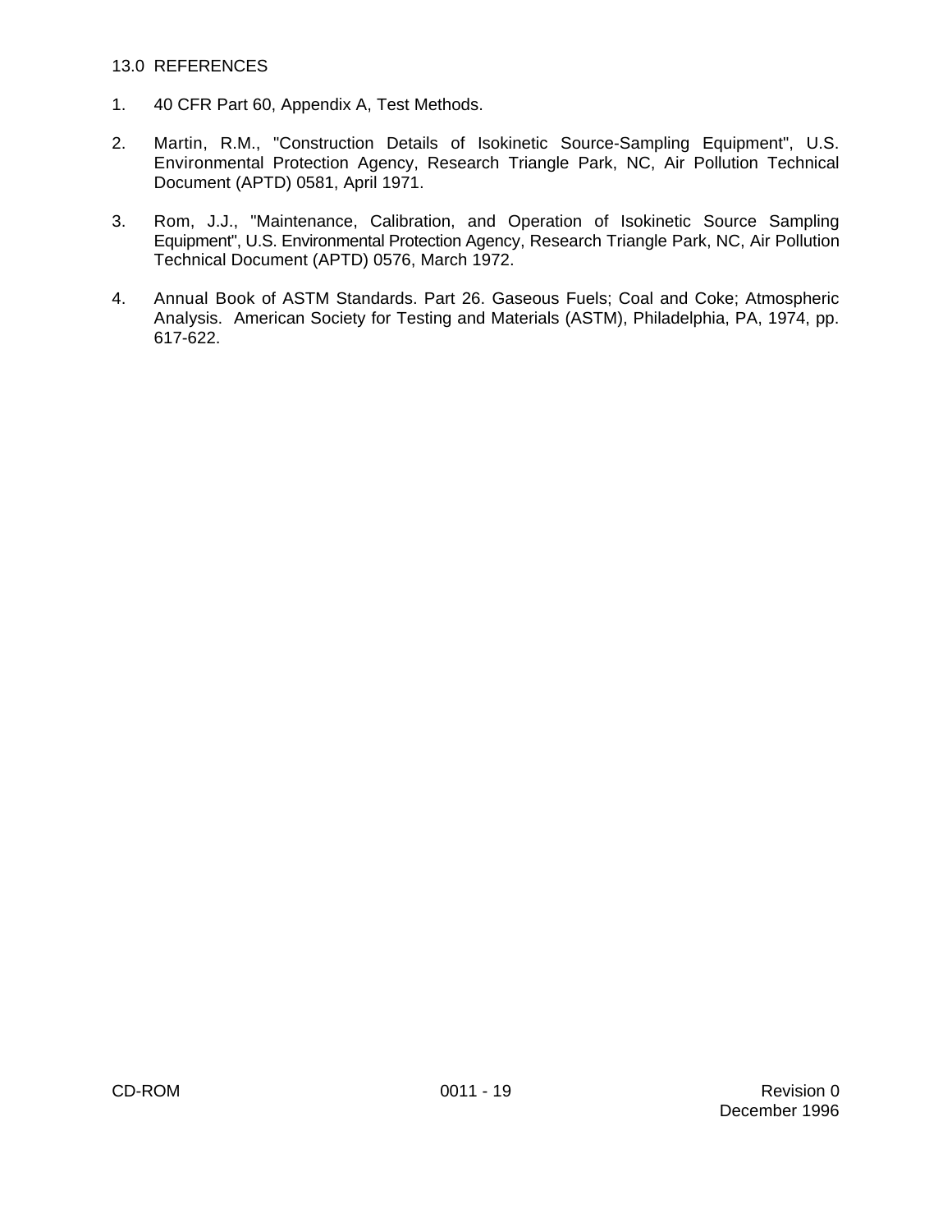## 13.0 REFERENCES

1. 40 CFR Part 60, Appendix A, Test Methods.

2. Martin, R.M., "Construction Details of Isokinetic Source-Sampling Equipment", U.S. Environmental Protection Agency, Research Triangle Park, NC, Air Pollution Technical Document (APTD) 0581, April 1971.

3. Rom, J.J., "Maintenance, Calibration, and Operation of Isokinetic Source Sampling Equipment", U.S. Environmental Protection Agency, Research Triangle Park, NC, Air Pollution Technical Document (APTD) 0576, March 1972.

4. Annual Book of ASTM Standards. Part 26. Gaseous Fuels; Coal and Coke; Atmospheric Analysis. American Society for Testing and Materials (ASTM), Philadelphia, PA, 1974, pp. 617-622.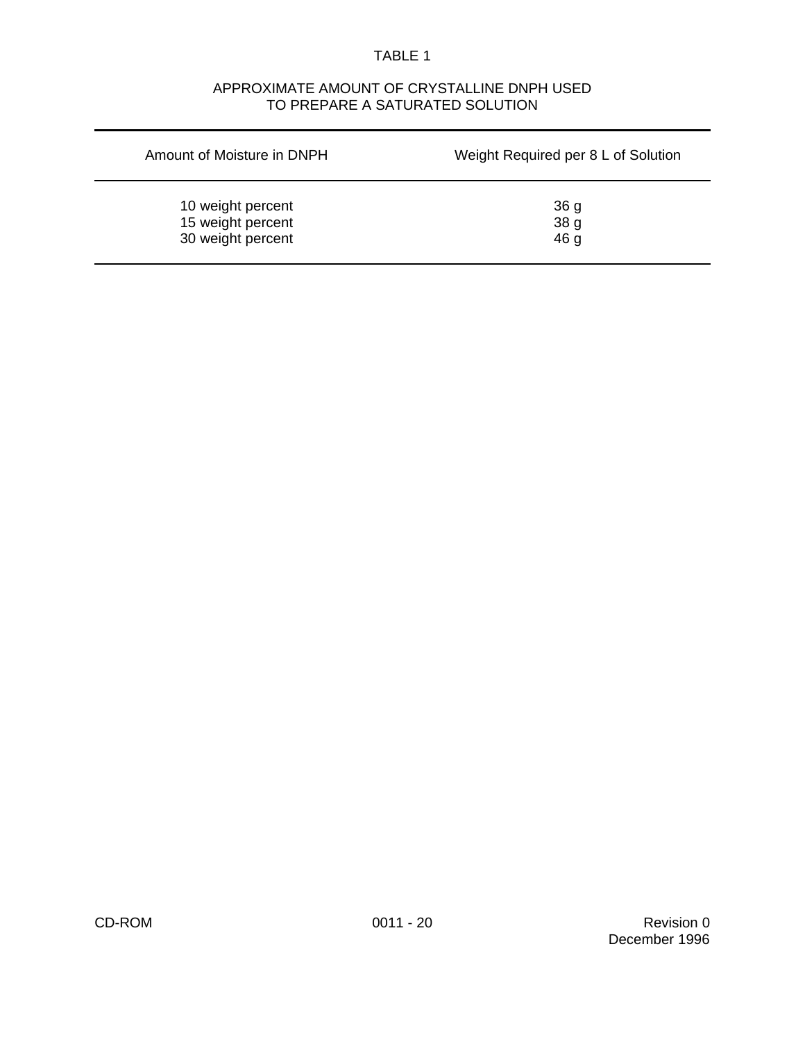TABLE 1

APPROXIMATE AMOUNT OF CRYSTALLINE DNPH USED TO PREPARE A SATURATED SOLUTION

| Amount of Moisture in DNPH | Weight Required per 8 L of Solution |
|---|---|
| 10 weight percent | 36 g |
| 15 weight percent | 38 g |
| 30 weight percent | 46 g |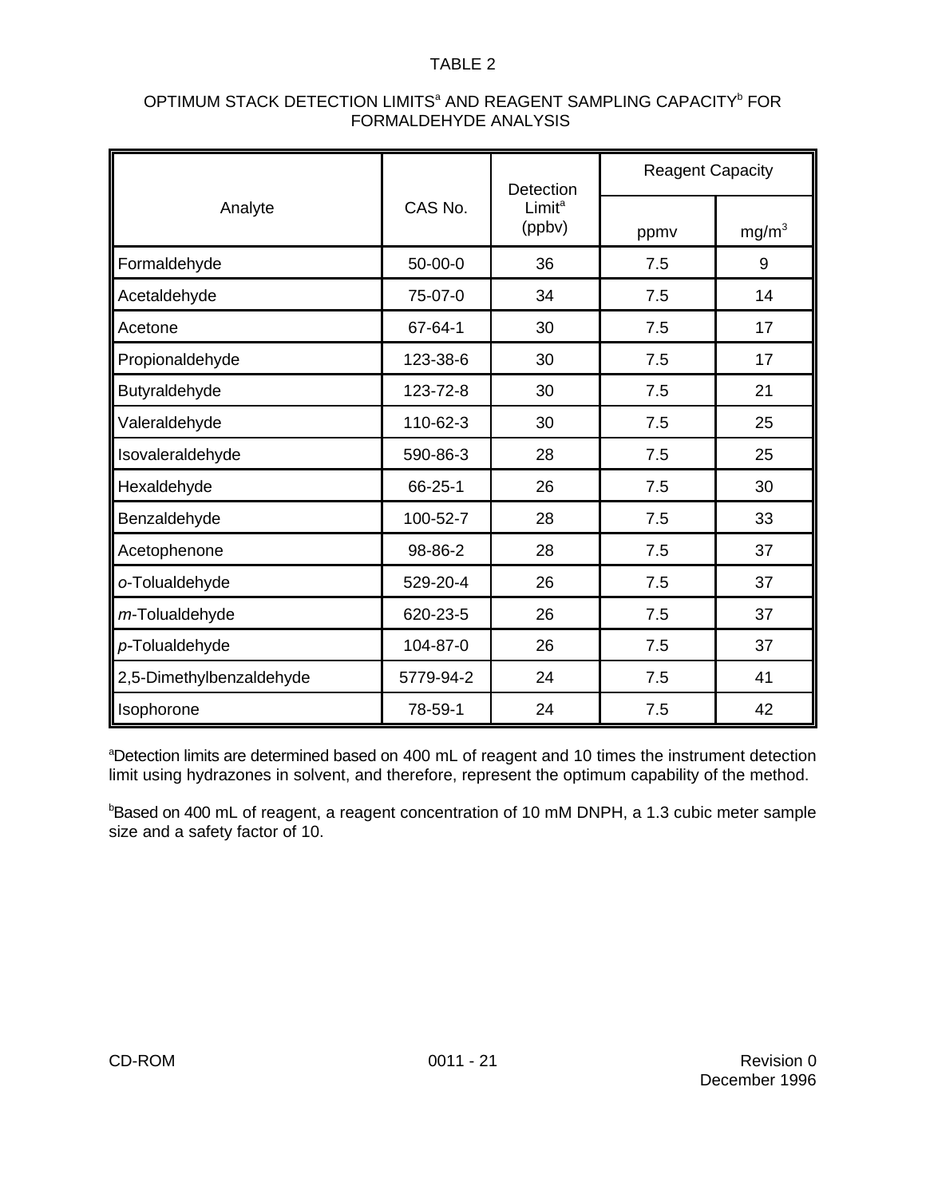TABLE 2

OPTIMUM STACK DETECTION LIMITS[a] AND REAGENT SAMPLING CAPACITY[b] FOR FORMALDEHYDE ANALYSIS

| Analyte | CAS No. | Detection Limit[a] (ppbv) | Reagent Capacity | |
|---|---|---|---|---|
| | | | ppmv | $mg/m^3$ |
| Formaldehyde | 50-00-0 | 36 | 7.5 | 9 |
| Acetaldehyde | 75-07-0 | 34 | 7.5 | 14 |
| Acetone | 67-64-1 | 30 | 7.5 | 17 |
| Propionaldehyde | 123-38-6 | 30 | 7.5 | 17 |
| Butyraldehyde | 123-72-8 | 30 | 7.5 | 21 |
| Valeraldehyde | 110-62-3 | 30 | 7.5 | 25 |
| Isovaleraldehyde | 590-86-3 | 28 | 7.5 | 25 |
| Hexaldehyde | 66-25-1 | 26 | 7.5 | 30 |
| Benzaldehyde | 100-52-7 | 28 | 7.5 | 33 |
| Acetophenone | 98-86-2 | 28 | 7.5 | 37 |
| *o*-Tolualdehyde | 529-20-4 | 26 | 7.5 | 37 |
| *m*-Tolualdehyde | 620-23-5 | 26 | 7.5 | 37 |
| *p*-Tolualdehyde | 104-87-0 | 26 | 7.5 | 37 |
| 2,5-Dimethylbenzaldehyde | 5779-94-2 | 24 | 7.5 | 41 |
| Isophorone | 78-59-1 | 24 | 7.5 | 42 |

[a]Detection limits are determined based on 400 mL of reagent and 10 times the instrument detection limit using hydrazones in solvent, and therefore, represent the optimum capability of the method.

[b]Based on 400 mL of reagent, a reagent concentration of 10 mM DNPH, a 1.3 cubic meter sample size and a safety factor of 10.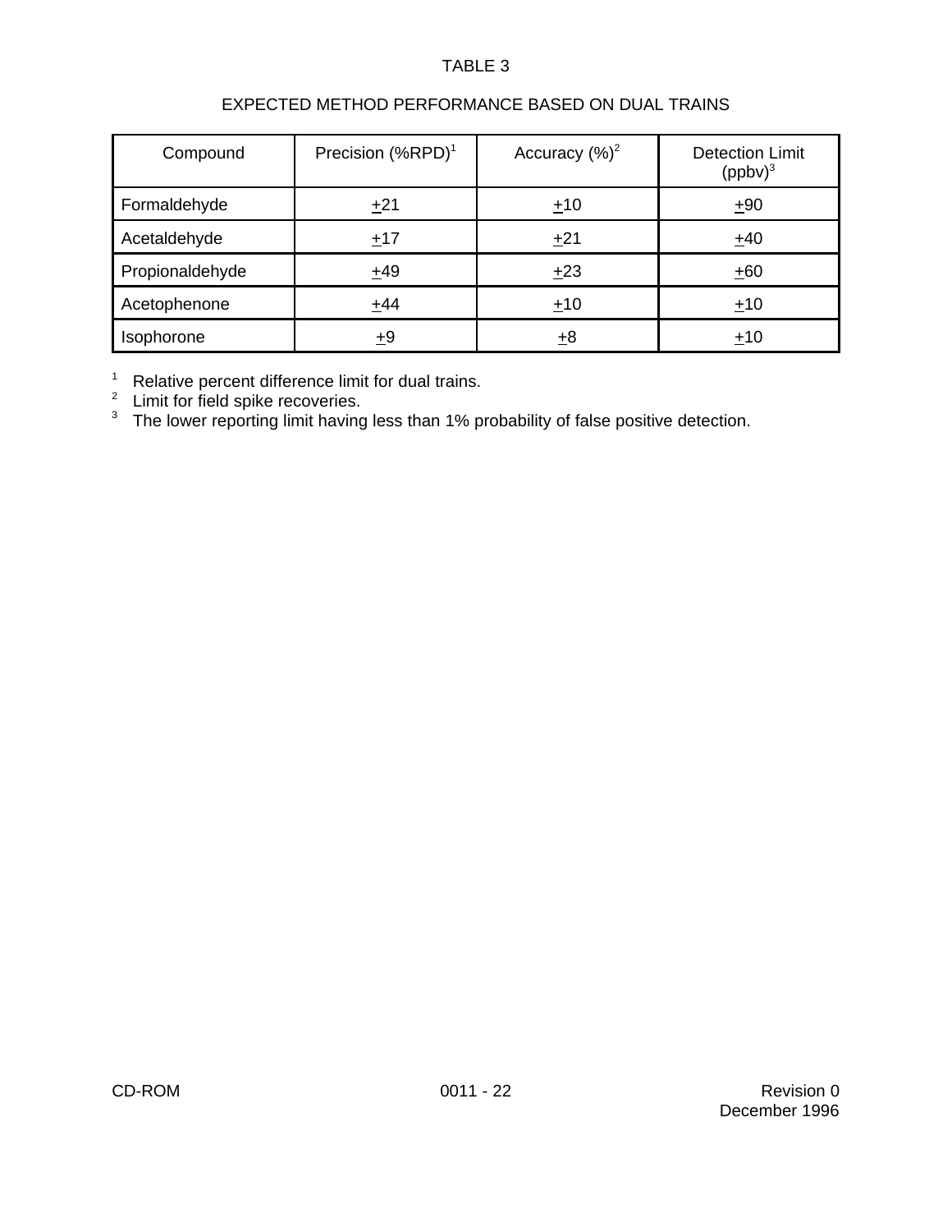TABLE 3

EXPECTED METHOD PERFORMANCE BASED ON DUAL TRAINS

| Compound | Precision (%RPD)[1] | Accuracy (%)[2] | Detection Limit (ppbv)[3] |
|---|---|---|---|
| Formaldehyde | ±21 | ±10 | ±90 |
| Acetaldehyde | ±17 | ±21 | ±40 |
| Propionaldehyde | ±49 | ±23 | ±60 |
| Acetophenone | ±44 | ±10 | ±10 |
| Isophorone | ±9 | ±8 | ±10 |

[1] Relative percent difference limit for dual trains.
[2] Limit for field spike recoveries.
[3] The lower reporting limit having less than 1% probability of false positive detection.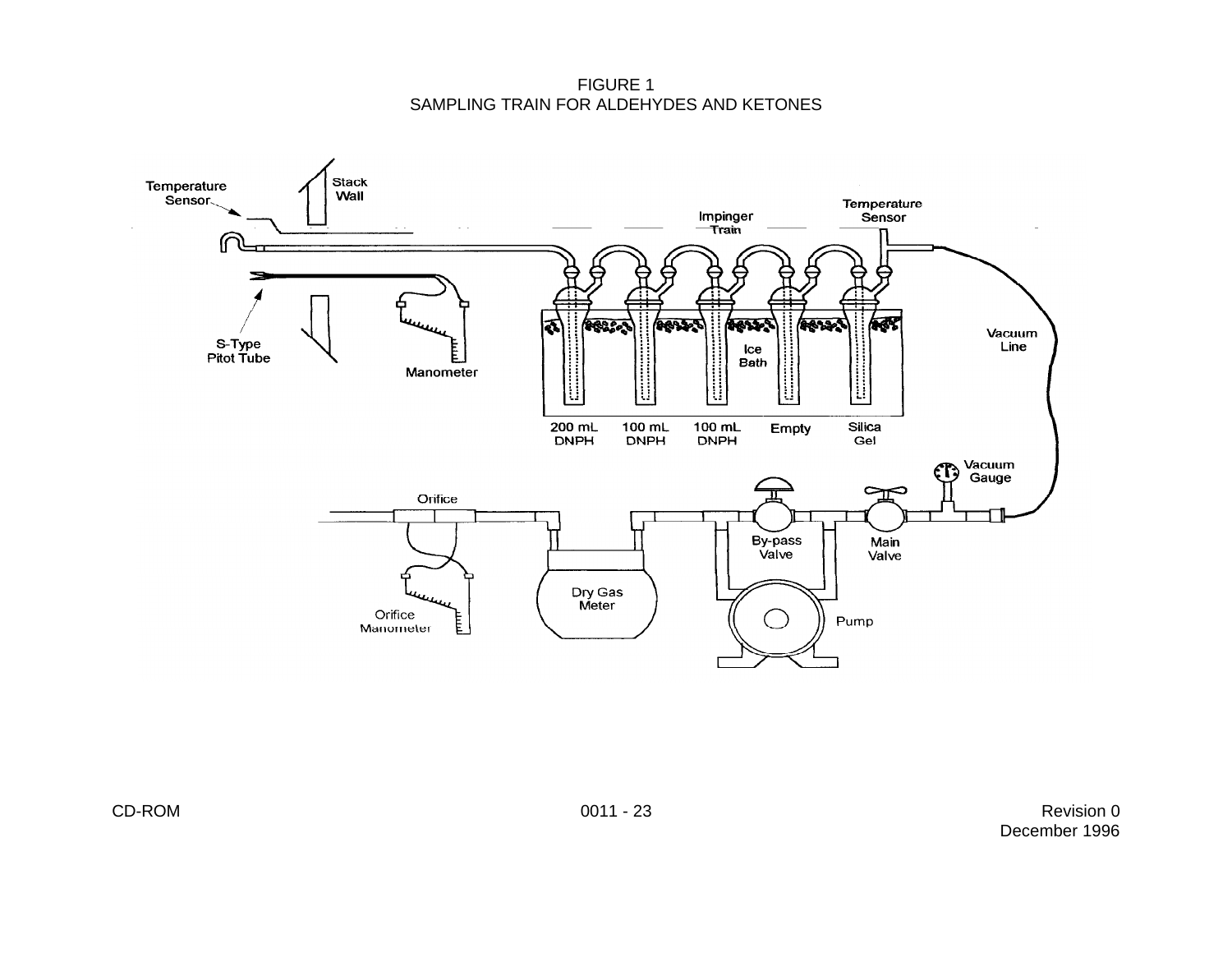FIGURE 1
SAMPLING TRAIN FOR ALDEHYDES AND KETONES

Temperature Sensor

Stack Wall

Impinger Train

Temperature Sensor

S-Type Pitot Tube

Manometer

Ice Bath

Vacuum Line

200 mL DNPH

100 mL DNPH

100 mL DNPH

Empty

Silica Gel

Vacuum Gauge

Orifice

By-pass Valve

Main Valve

Dry Gas Meter

Orifice Manometer

Pump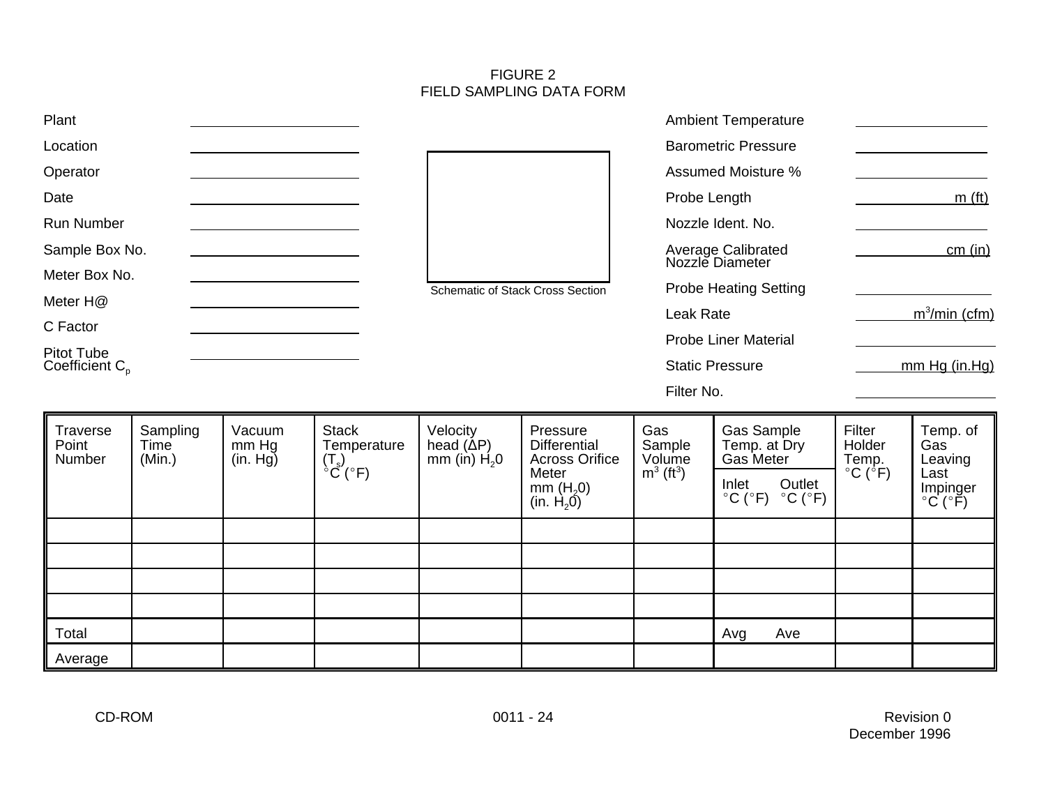# FIGURE 2
## FIELD SAMPLING DATA FORM

| | |
|---|---|
| Plant | |
| Location | |
| Operator | |
| Date | |
| Run Number | |
| Sample Box No. | |
| Meter Box No. | |
| Meter H@ | |
| C Factor | |
| Pitot Tube Coefficient $C_p$ | |

Schematic of Stack Cross Section

| | |
|---|---|
| Ambient Temperature | |
| Barometric Pressure | |
| Assumed Moisture % | |
| Probe Length | m (ft) |
| Nozzle Ident. No. | |
| Average Calibrated Nozzle Diameter | cm (in) |
| Probe Heating Setting | |
| Leak Rate | $m^3$/min (cfm) |
| Probe Liner Material | |
| Static Pressure | mm Hg (in.Hg) |
| Filter No. | |

| Traverse Point Number | Sampling Time (Min.) | Vacuum mm Hg (in. Hg) | Stack Temperature ($T_s$) °C (°F) | Velocity head (ΔP) mm (in) $H_20$ | Pressure Differential Across Orifice Meter mm ($H_20$) (in. $H_20$) | Gas Sample Volume $m^3$ ($ft^3$) | Gas Sample Temp. at Dry Gas Meter | | Filter Holder Temp. °C (°F) | Temp. of Gas Leaving Last Impinger °C (°F) |
|---|---|---|---|---|---|---|---|---|---|---|
| | | | | | | | Inlet °C (°F) | Outlet °C (°F) | | |
| | | | | | | | | | | |
| | | | | | | | | | | |
| | | | | | | | | | | |
| | | | | | | | | | | |
| Total | | | | | | | Avg | Ave | | |
| Average | | | | | | | | | | |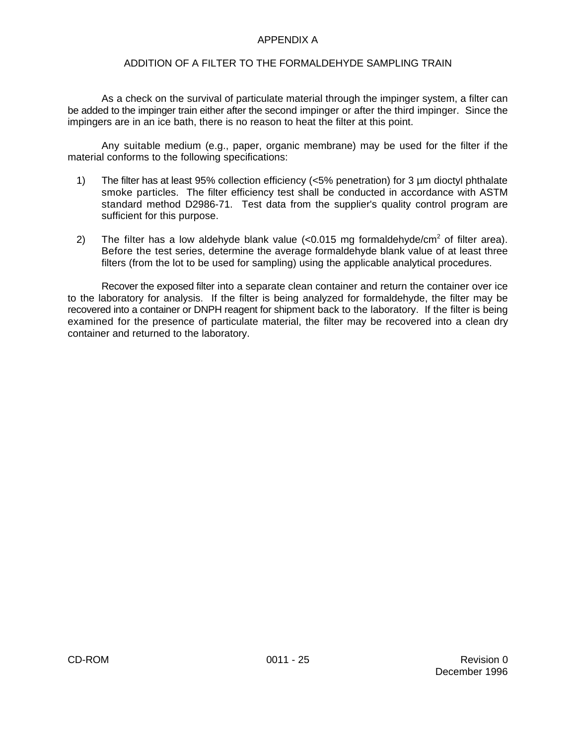# APPENDIX A

## ADDITION OF A FILTER TO THE FORMALDEHYDE SAMPLING TRAIN

As a check on the survival of particulate material through the impinger system, a filter can be added to the impinger train either after the second impinger or after the third impinger. Since the impingers are in an ice bath, there is no reason to heat the filter at this point.

Any suitable medium (e.g., paper, organic membrane) may be used for the filter if the material conforms to the following specifications:

1) The filter has at least 95% collection efficiency (<5% penetration) for 3 µm dioctyl phthalate smoke particles. The filter efficiency test shall be conducted in accordance with ASTM standard method D2986-71. Test data from the supplier's quality control program are sufficient for this purpose.

2) The filter has a low aldehyde blank value (<0.015 mg formaldehyde/$cm^2$ of filter area). Before the test series, determine the average formaldehyde blank value of at least three filters (from the lot to be used for sampling) using the applicable analytical procedures.

Recover the exposed filter into a separate clean container and return the container over ice to the laboratory for analysis. If the filter is being analyzed for formaldehyde, the filter may be recovered into a container or DNPH reagent for shipment back to the laboratory. If the filter is being examined for the presence of particulate material, the filter may be recovered into a clean dry container and returned to the laboratory.